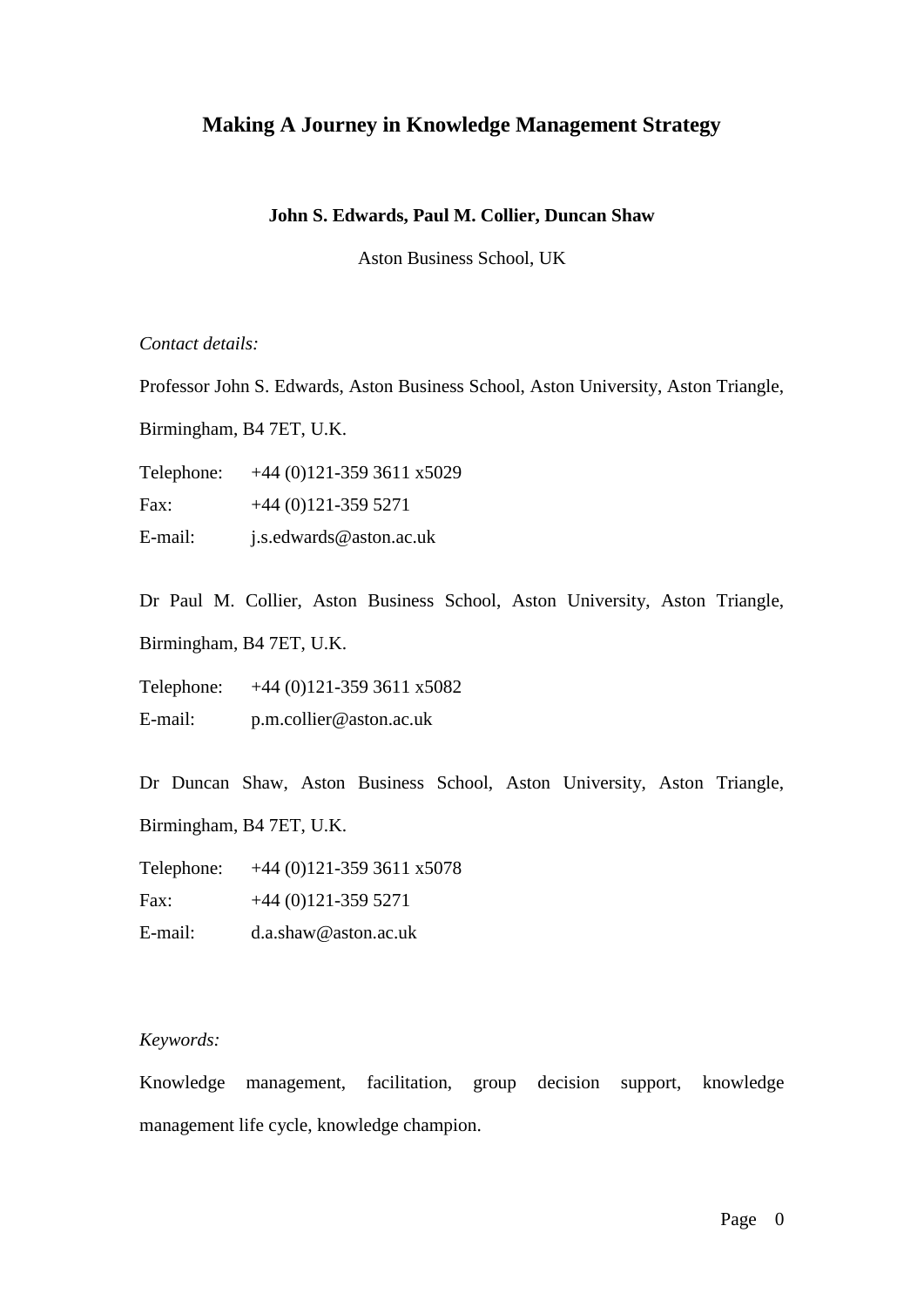# Making A Journey in Knowledge Management Strategy

**John S. Edwards, Paul M. Collier, Duncan Shaw**

Aston Business School, UK

*Contact details:*

Professor John S. Edwards, Aston Business School, Aston University, Aston Triangle, Birmingham, B4 7ET, U.K.

Telephone: +44 (0)121-359 3611 x5029
Fax: +44 (0)121-359 5271
E-mail: j.s.edwards@aston.ac.uk

Dr Paul M. Collier, Aston Business School, Aston University, Aston Triangle, Birmingham, B4 7ET, U.K.

Telephone: +44 (0)121-359 3611 x5082
E-mail: p.m.collier@aston.ac.uk

Dr Duncan Shaw, Aston Business School, Aston University, Aston Triangle, Birmingham, B4 7ET, U.K.

Telephone: +44 (0)121-359 3611 x5078
Fax: +44 (0)121-359 5271
E-mail: d.a.shaw@aston.ac.uk

*Keywords:*

Knowledge management, facilitation, group decision support, knowledge management life cycle, knowledge champion.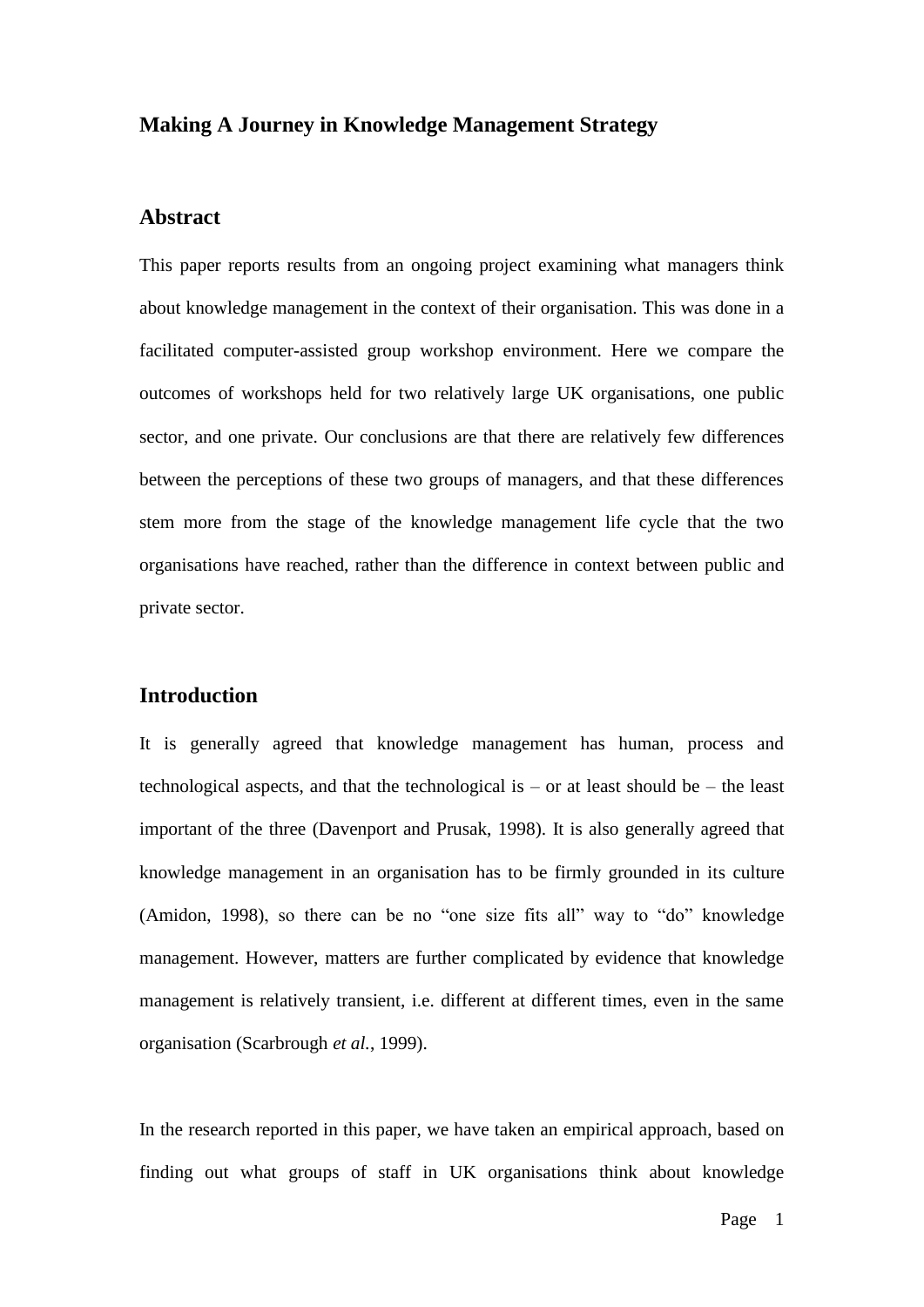# Making A Journey in Knowledge Management Strategy

## Abstract

This paper reports results from an ongoing project examining what managers think about knowledge management in the context of their organisation. This was done in a facilitated computer-assisted group workshop environment. Here we compare the outcomes of workshops held for two relatively large UK organisations, one public sector, and one private. Our conclusions are that there are relatively few differences between the perceptions of these two groups of managers, and that these differences stem more from the stage of the knowledge management life cycle that the two organisations have reached, rather than the difference in context between public and private sector.

## Introduction

It is generally agreed that knowledge management has human, process and technological aspects, and that the technological is – or at least should be – the least important of the three (Davenport and Prusak, 1998). It is also generally agreed that knowledge management in an organisation has to be firmly grounded in its culture (Amidon, 1998), so there can be no "one size fits all" way to "do" knowledge management. However, matters are further complicated by evidence that knowledge management is relatively transient, i.e. different at different times, even in the same organisation (Scarbrough *et al.*, 1999).

In the research reported in this paper, we have taken an empirical approach, based on finding out what groups of staff in UK organisations think about knowledge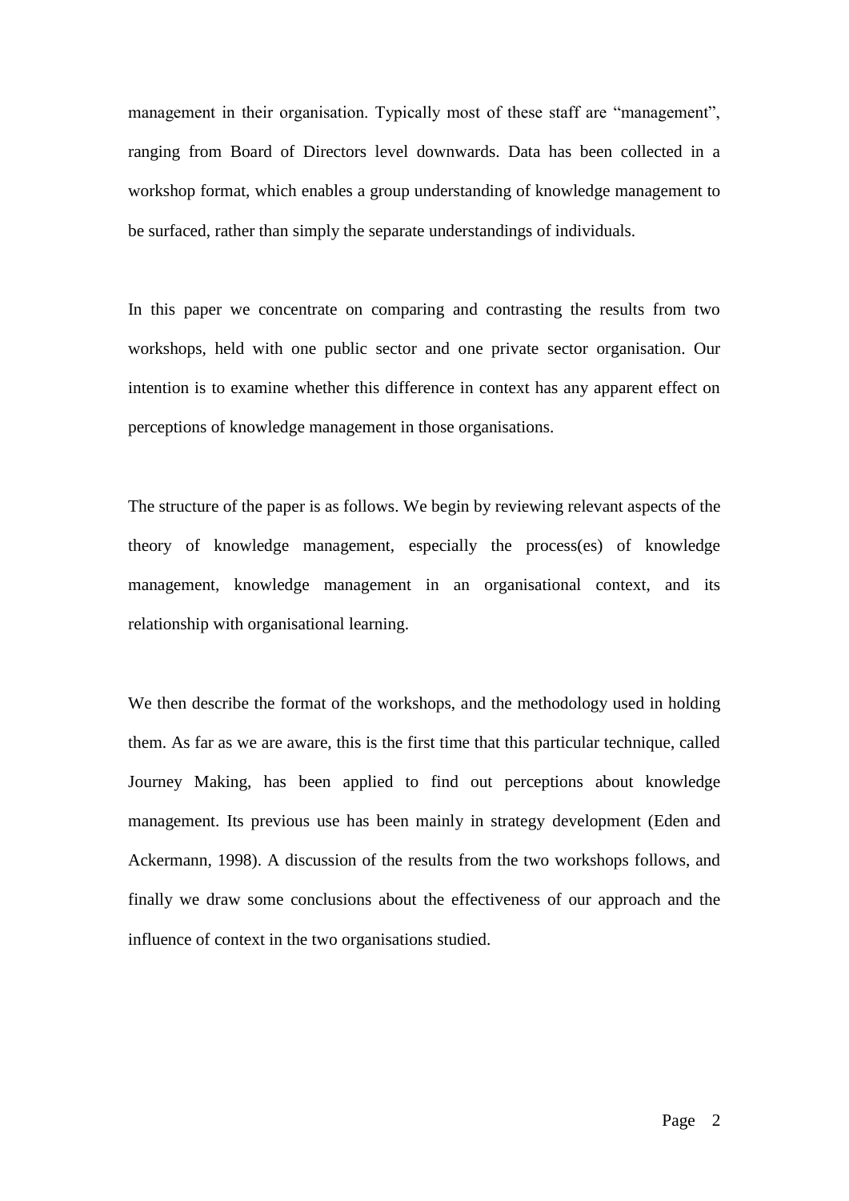management in their organisation. Typically most of these staff are "management", ranging from Board of Directors level downwards. Data has been collected in a workshop format, which enables a group understanding of knowledge management to be surfaced, rather than simply the separate understandings of individuals.

In this paper we concentrate on comparing and contrasting the results from two workshops, held with one public sector and one private sector organisation. Our intention is to examine whether this difference in context has any apparent effect on perceptions of knowledge management in those organisations.

The structure of the paper is as follows. We begin by reviewing relevant aspects of the theory of knowledge management, especially the process(es) of knowledge management, knowledge management in an organisational context, and its relationship with organisational learning.

We then describe the format of the workshops, and the methodology used in holding them. As far as we are aware, this is the first time that this particular technique, called Journey Making, has been applied to find out perceptions about knowledge management. Its previous use has been mainly in strategy development (Eden and Ackermann, 1998). A discussion of the results from the two workshops follows, and finally we draw some conclusions about the effectiveness of our approach and the influence of context in the two organisations studied.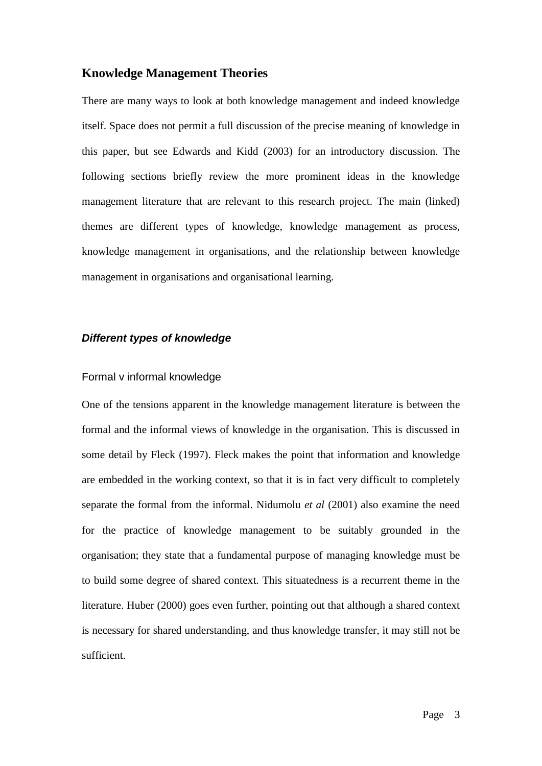## Knowledge Management Theories

There are many ways to look at both knowledge management and indeed knowledge itself. Space does not permit a full discussion of the precise meaning of knowledge in this paper, but see Edwards and Kidd (2003) for an introductory discussion. The following sections briefly review the more prominent ideas in the knowledge management literature that are relevant to this research project. The main (linked) themes are different types of knowledge, knowledge management as process, knowledge management in organisations, and the relationship between knowledge management in organisations and organisational learning.

### ***Different types of knowledge***

#### Formal v informal knowledge

One of the tensions apparent in the knowledge management literature is between the formal and the informal views of knowledge in the organisation. This is discussed in some detail by Fleck (1997). Fleck makes the point that information and knowledge are embedded in the working context, so that it is in fact very difficult to completely separate the formal from the informal. Nidumolu *et al* (2001) also examine the need for the practice of knowledge management to be suitably grounded in the organisation; they state that a fundamental purpose of managing knowledge must be to build some degree of shared context. This situatedness is a recurrent theme in the literature. Huber (2000) goes even further, pointing out that although a shared context is necessary for shared understanding, and thus knowledge transfer, it may still not be sufficient.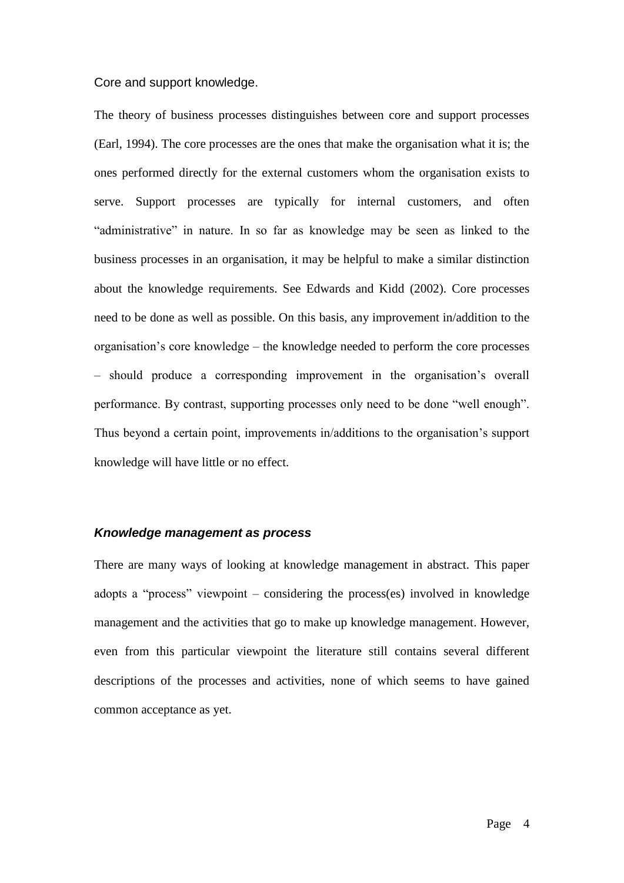Core and support knowledge.

The theory of business processes distinguishes between core and support processes (Earl, 1994). The core processes are the ones that make the organisation what it is; the ones performed directly for the external customers whom the organisation exists to serve. Support processes are typically for internal customers, and often "administrative" in nature. In so far as knowledge may be seen as linked to the business processes in an organisation, it may be helpful to make a similar distinction about the knowledge requirements. See Edwards and Kidd (2002). Core processes need to be done as well as possible. On this basis, any improvement in/addition to the organisation's core knowledge – the knowledge needed to perform the core processes – should produce a corresponding improvement in the organisation's overall performance. By contrast, supporting processes only need to be done "well enough". Thus beyond a certain point, improvements in/additions to the organisation's support knowledge will have little or no effect.

### ***Knowledge management as process***

There are many ways of looking at knowledge management in abstract. This paper adopts a "process" viewpoint – considering the process(es) involved in knowledge management and the activities that go to make up knowledge management. However, even from this particular viewpoint the literature still contains several different descriptions of the processes and activities, none of which seems to have gained common acceptance as yet.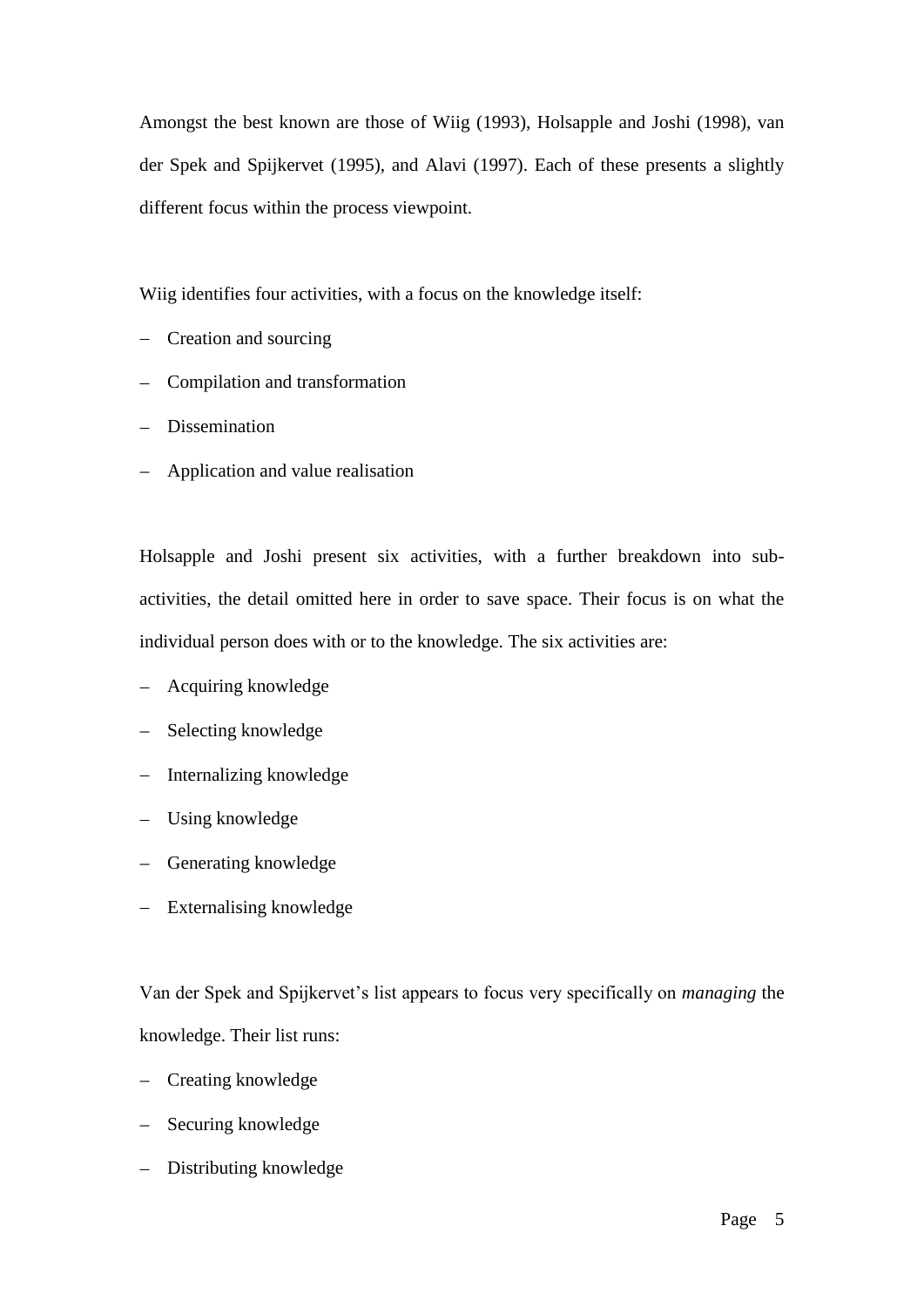Amongst the best known are those of Wiig (1993), Holsapple and Joshi (1998), van der Spek and Spijkervet (1995), and Alavi (1997). Each of these presents a slightly different focus within the process viewpoint.

Wiig identifies four activities, with a focus on the knowledge itself:

- Creation and sourcing
- Compilation and transformation
- Dissemination
- Application and value realisation

Holsapple and Joshi present six activities, with a further breakdown into sub-activities, the detail omitted here in order to save space. Their focus is on what the individual person does with or to the knowledge. The six activities are:

- Acquiring knowledge
- Selecting knowledge
- Internalizing knowledge
- Using knowledge
- Generating knowledge
- Externalising knowledge

Van der Spek and Spijkervet's list appears to focus very specifically on *managing* the knowledge. Their list runs:

- Creating knowledge
- Securing knowledge
- Distributing knowledge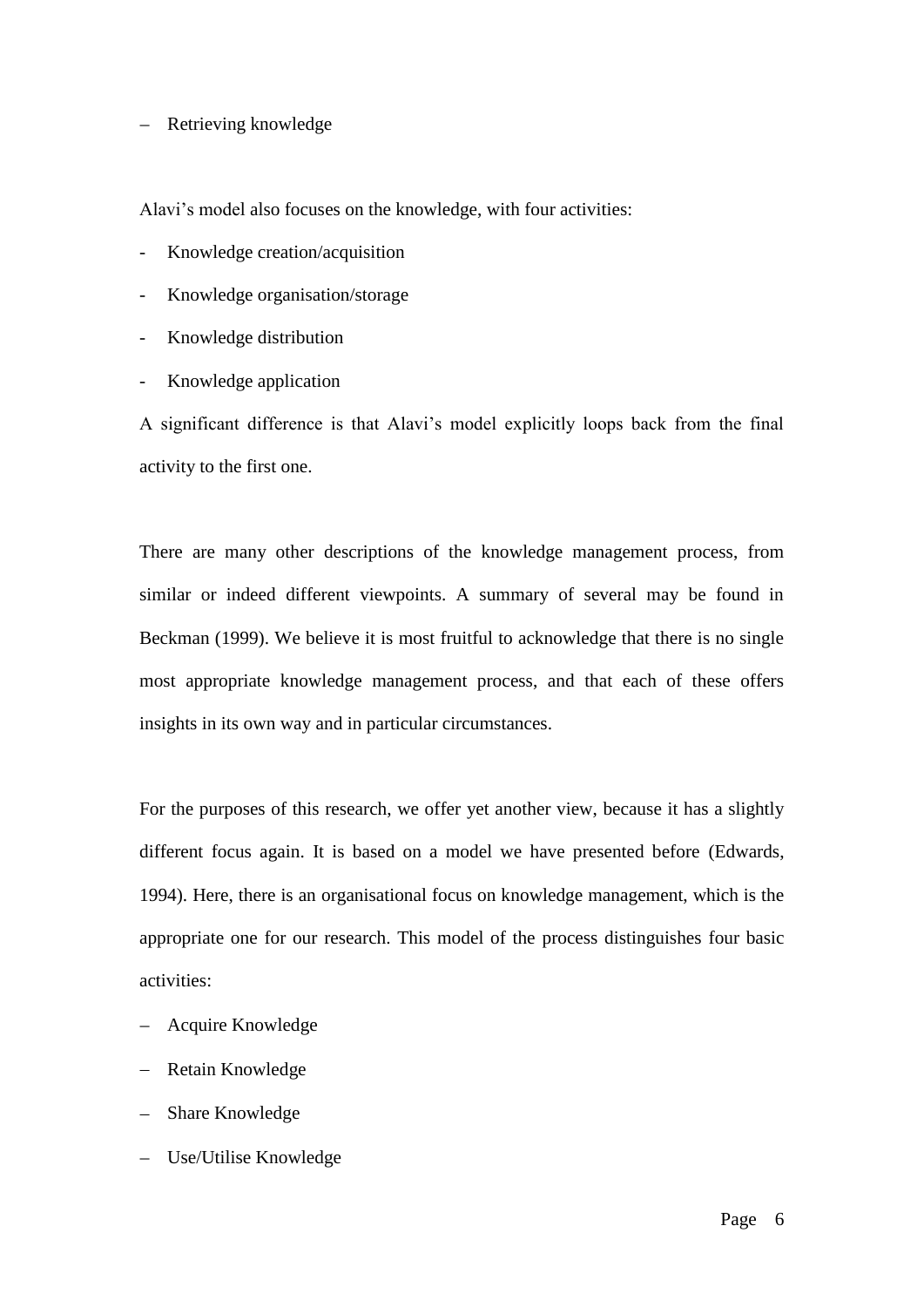– Retrieving knowledge

Alavi's model also focuses on the knowledge, with four activities:

- Knowledge creation/acquisition
- Knowledge organisation/storage
- Knowledge distribution
- Knowledge application

A significant difference is that Alavi's model explicitly loops back from the final activity to the first one.

There are many other descriptions of the knowledge management process, from similar or indeed different viewpoints. A summary of several may be found in Beckman (1999). We believe it is most fruitful to acknowledge that there is no single most appropriate knowledge management process, and that each of these offers insights in its own way and in particular circumstances.

For the purposes of this research, we offer yet another view, because it has a slightly different focus again. It is based on a model we have presented before (Edwards, 1994). Here, there is an organisational focus on knowledge management, which is the appropriate one for our research. This model of the process distinguishes four basic activities:

– Acquire Knowledge
– Retain Knowledge
– Share Knowledge
– Use/Utilise Knowledge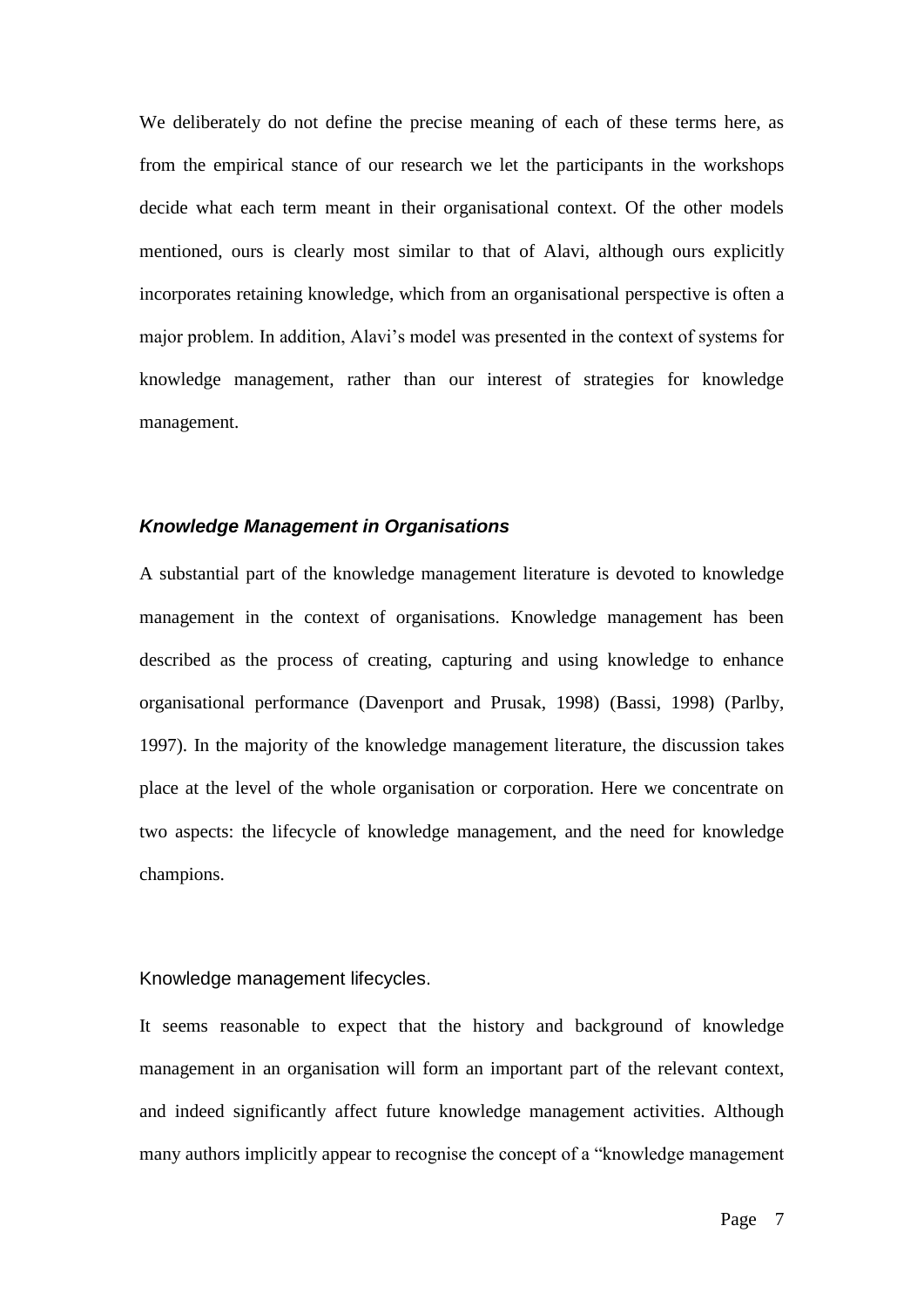We deliberately do not define the precise meaning of each of these terms here, as from the empirical stance of our research we let the participants in the workshops decide what each term meant in their organisational context. Of the other models mentioned, ours is clearly most similar to that of Alavi, although ours explicitly incorporates retaining knowledge, which from an organisational perspective is often a major problem. In addition, Alavi's model was presented in the context of systems for knowledge management, rather than our interest of strategies for knowledge management.

### *Knowledge Management in Organisations*

A substantial part of the knowledge management literature is devoted to knowledge management in the context of organisations. Knowledge management has been described as the process of creating, capturing and using knowledge to enhance organisational performance (Davenport and Prusak, 1998) (Bassi, 1998) (Parlby, 1997). In the majority of the knowledge management literature, the discussion takes place at the level of the whole organisation or corporation. Here we concentrate on two aspects: the lifecycle of knowledge management, and the need for knowledge champions.

#### Knowledge management lifecycles.

It seems reasonable to expect that the history and background of knowledge management in an organisation will form an important part of the relevant context, and indeed significantly affect future knowledge management activities. Although many authors implicitly appear to recognise the concept of a "knowledge management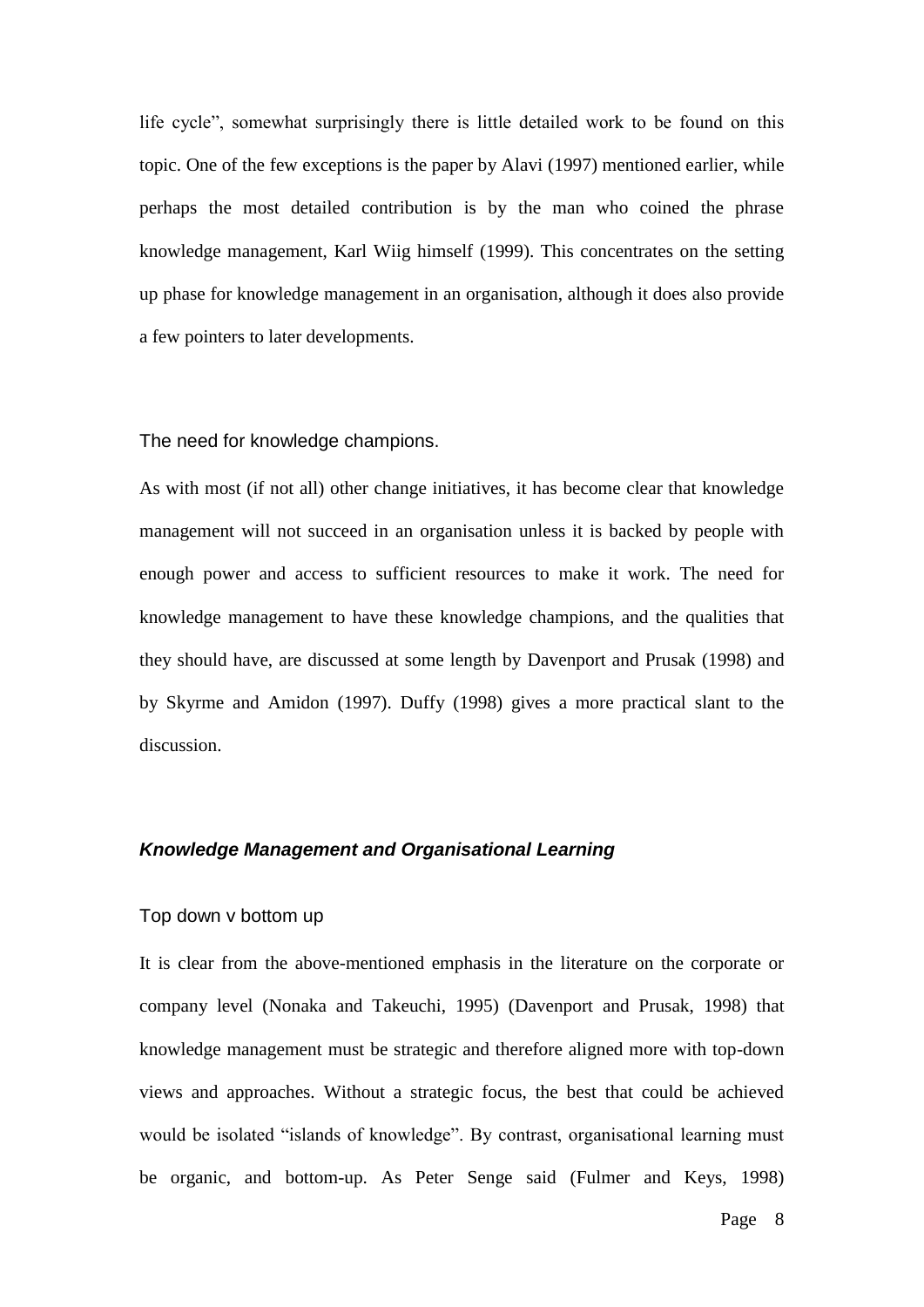life cycle", somewhat surprisingly there is little detailed work to be found on this topic. One of the few exceptions is the paper by Alavi (1997) mentioned earlier, while perhaps the most detailed contribution is by the man who coined the phrase knowledge management, Karl Wiig himself (1999). This concentrates on the setting up phase for knowledge management in an organisation, although it does also provide a few pointers to later developments.

### The need for knowledge champions.

As with most (if not all) other change initiatives, it has become clear that knowledge management will not succeed in an organisation unless it is backed by people with enough power and access to sufficient resources to make it work. The need for knowledge management to have these knowledge champions, and the qualities that they should have, are discussed at some length by Davenport and Prusak (1998) and by Skyrme and Amidon (1997). Duffy (1998) gives a more practical slant to the discussion.

## ***Knowledge Management and Organisational Learning***

### Top down v bottom up

It is clear from the above-mentioned emphasis in the literature on the corporate or company level (Nonaka and Takeuchi, 1995) (Davenport and Prusak, 1998) that knowledge management must be strategic and therefore aligned more with top-down views and approaches. Without a strategic focus, the best that could be achieved would be isolated "islands of knowledge". By contrast, organisational learning must be organic, and bottom-up. As Peter Senge said (Fulmer and Keys, 1998)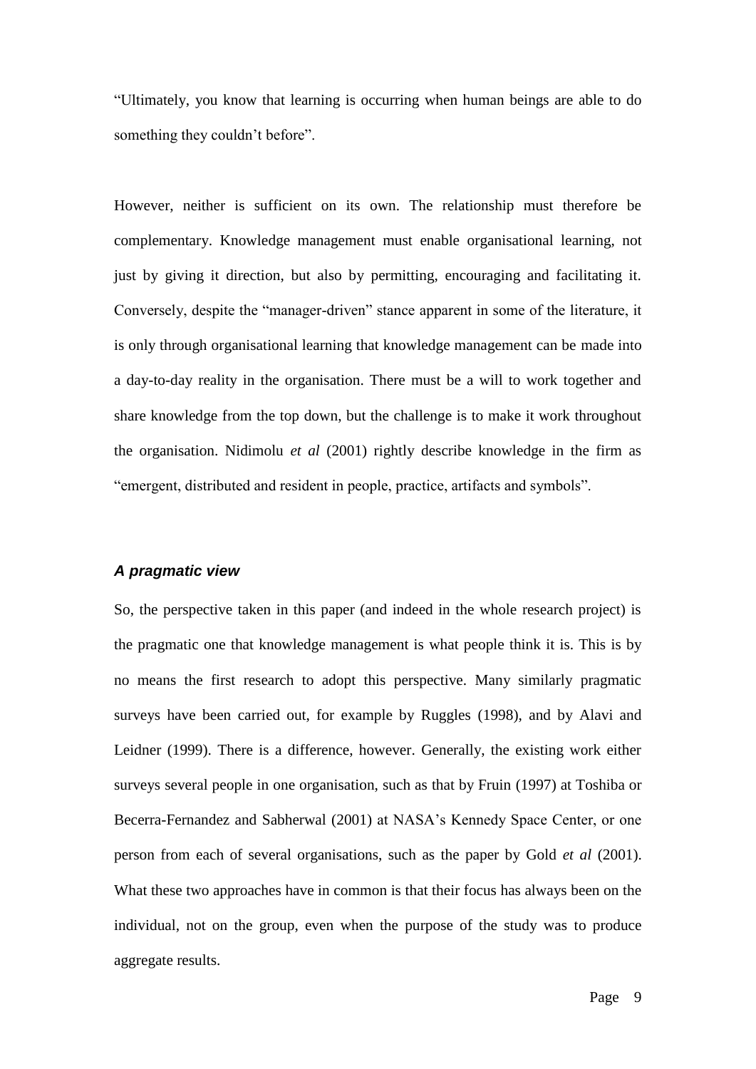"Ultimately, you know that learning is occurring when human beings are able to do something they couldn't before".

However, neither is sufficient on its own. The relationship must therefore be complementary. Knowledge management must enable organisational learning, not just by giving it direction, but also by permitting, encouraging and facilitating it. Conversely, despite the "manager-driven" stance apparent in some of the literature, it is only through organisational learning that knowledge management can be made into a day-to-day reality in the organisation. There must be a will to work together and share knowledge from the top down, but the challenge is to make it work throughout the organisation. Nidimolu *et al* (2001) rightly describe knowledge in the firm as "emergent, distributed and resident in people, practice, artifacts and symbols".

### *A pragmatic view*

So, the perspective taken in this paper (and indeed in the whole research project) is the pragmatic one that knowledge management is what people think it is. This is by no means the first research to adopt this perspective. Many similarly pragmatic surveys have been carried out, for example by Ruggles (1998), and by Alavi and Leidner (1999). There is a difference, however. Generally, the existing work either surveys several people in one organisation, such as that by Fruin (1997) at Toshiba or Becerra-Fernandez and Sabherwal (2001) at NASA's Kennedy Space Center, or one person from each of several organisations, such as the paper by Gold *et al* (2001). What these two approaches have in common is that their focus has always been on the individual, not on the group, even when the purpose of the study was to produce aggregate results.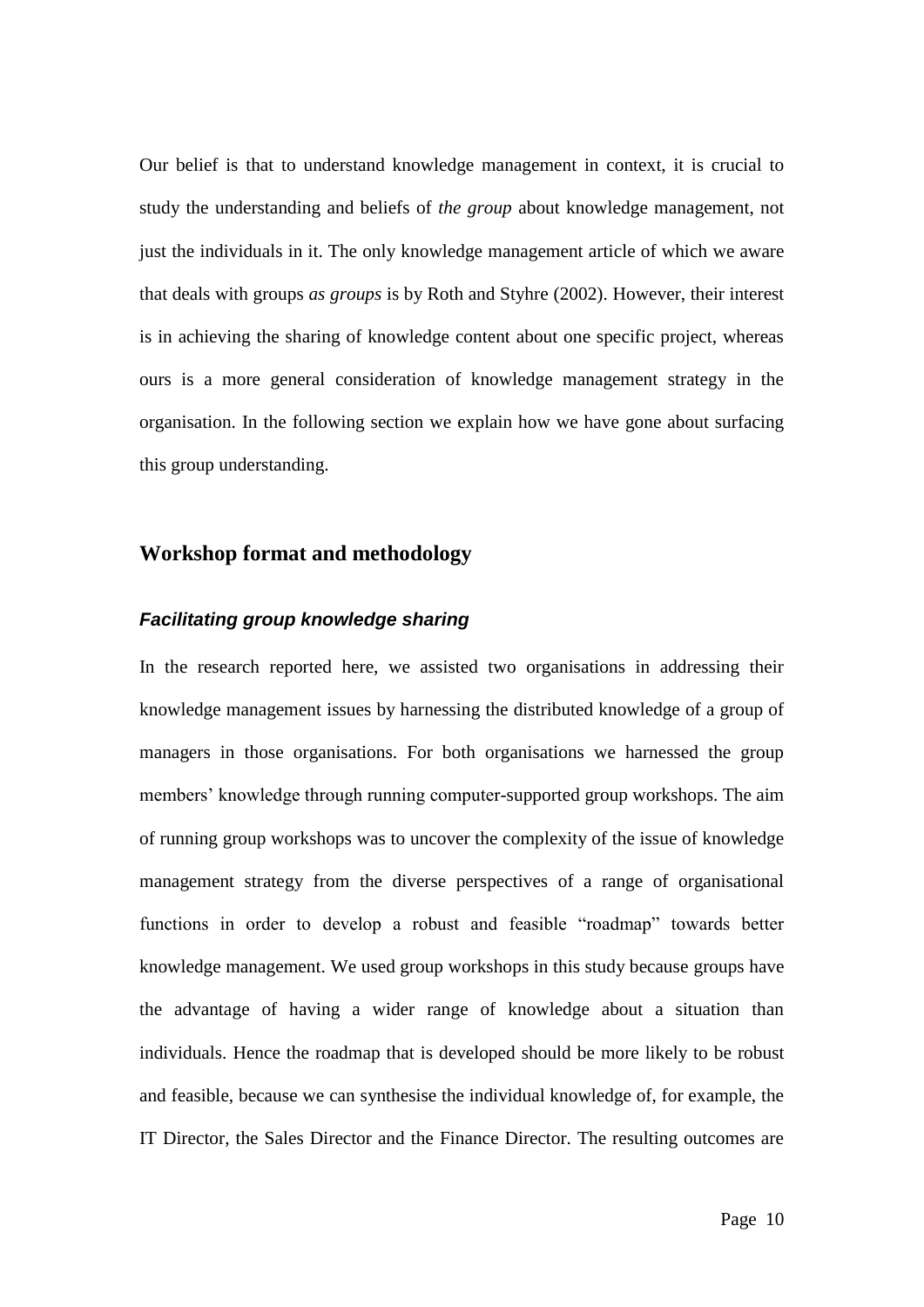Our belief is that to understand knowledge management in context, it is crucial to study the understanding and beliefs of *the group* about knowledge management, not just the individuals in it. The only knowledge management article of which we aware that deals with groups *as groups* is by Roth and Styhre (2002). However, their interest is in achieving the sharing of knowledge content about one specific project, whereas ours is a more general consideration of knowledge management strategy in the organisation. In the following section we explain how we have gone about surfacing this group understanding.

## Workshop format and methodology

### *Facilitating group knowledge sharing*

In the research reported here, we assisted two organisations in addressing their knowledge management issues by harnessing the distributed knowledge of a group of managers in those organisations. For both organisations we harnessed the group members' knowledge through running computer-supported group workshops. The aim of running group workshops was to uncover the complexity of the issue of knowledge management strategy from the diverse perspectives of a range of organisational functions in order to develop a robust and feasible "roadmap" towards better knowledge management. We used group workshops in this study because groups have the advantage of having a wider range of knowledge about a situation than individuals. Hence the roadmap that is developed should be more likely to be robust and feasible, because we can synthesise the individual knowledge of, for example, the IT Director, the Sales Director and the Finance Director. The resulting outcomes are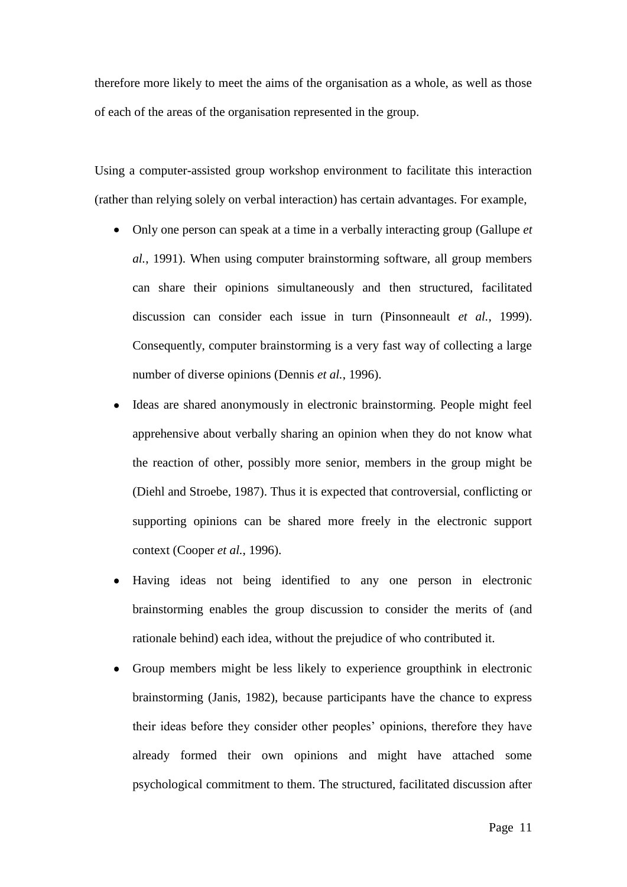therefore more likely to meet the aims of the organisation as a whole, as well as those of each of the areas of the organisation represented in the group.

Using a computer-assisted group workshop environment to facilitate this interaction (rather than relying solely on verbal interaction) has certain advantages. For example,

- Only one person can speak at a time in a verbally interacting group (Gallupe *et al.*, 1991). When using computer brainstorming software, all group members can share their opinions simultaneously and then structured, facilitated discussion can consider each issue in turn (Pinsonneault *et al.*, 1999). Consequently, computer brainstorming is a very fast way of collecting a large number of diverse opinions (Dennis *et al.*, 1996).
- Ideas are shared anonymously in electronic brainstorming. People might feel apprehensive about verbally sharing an opinion when they do not know what the reaction of other, possibly more senior, members in the group might be (Diehl and Stroebe, 1987). Thus it is expected that controversial, conflicting or supporting opinions can be shared more freely in the electronic support context (Cooper *et al.*, 1996).
- Having ideas not being identified to any one person in electronic brainstorming enables the group discussion to consider the merits of (and rationale behind) each idea, without the prejudice of who contributed it.
- Group members might be less likely to experience groupthink in electronic brainstorming (Janis, 1982), because participants have the chance to express their ideas before they consider other peoples' opinions, therefore they have already formed their own opinions and might have attached some psychological commitment to them. The structured, facilitated discussion after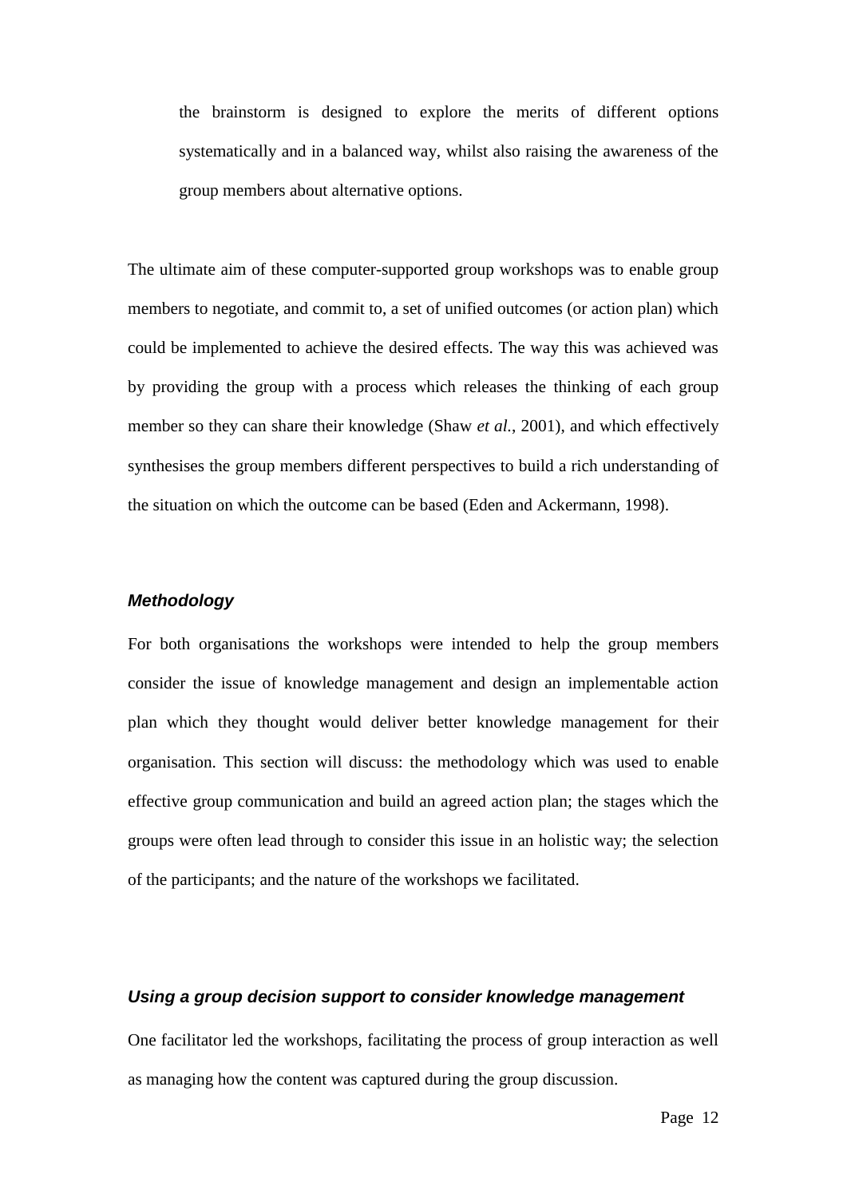the brainstorm is designed to explore the merits of different options systematically and in a balanced way, whilst also raising the awareness of the group members about alternative options.

The ultimate aim of these computer-supported group workshops was to enable group members to negotiate, and commit to, a set of unified outcomes (or action plan) which could be implemented to achieve the desired effects. The way this was achieved was by providing the group with a process which releases the thinking of each group member so they can share their knowledge (Shaw *et al.*, 2001), and which effectively synthesises the group members different perspectives to build a rich understanding of the situation on which the outcome can be based (Eden and Ackermann, 1998).

### *Methodology*

For both organisations the workshops were intended to help the group members consider the issue of knowledge management and design an implementable action plan which they thought would deliver better knowledge management for their organisation. This section will discuss: the methodology which was used to enable effective group communication and build an agreed action plan; the stages which the groups were often lead through to consider this issue in an holistic way; the selection of the participants; and the nature of the workshops we facilitated.

### *Using a group decision support to consider knowledge management*

One facilitator led the workshops, facilitating the process of group interaction as well as managing how the content was captured during the group discussion.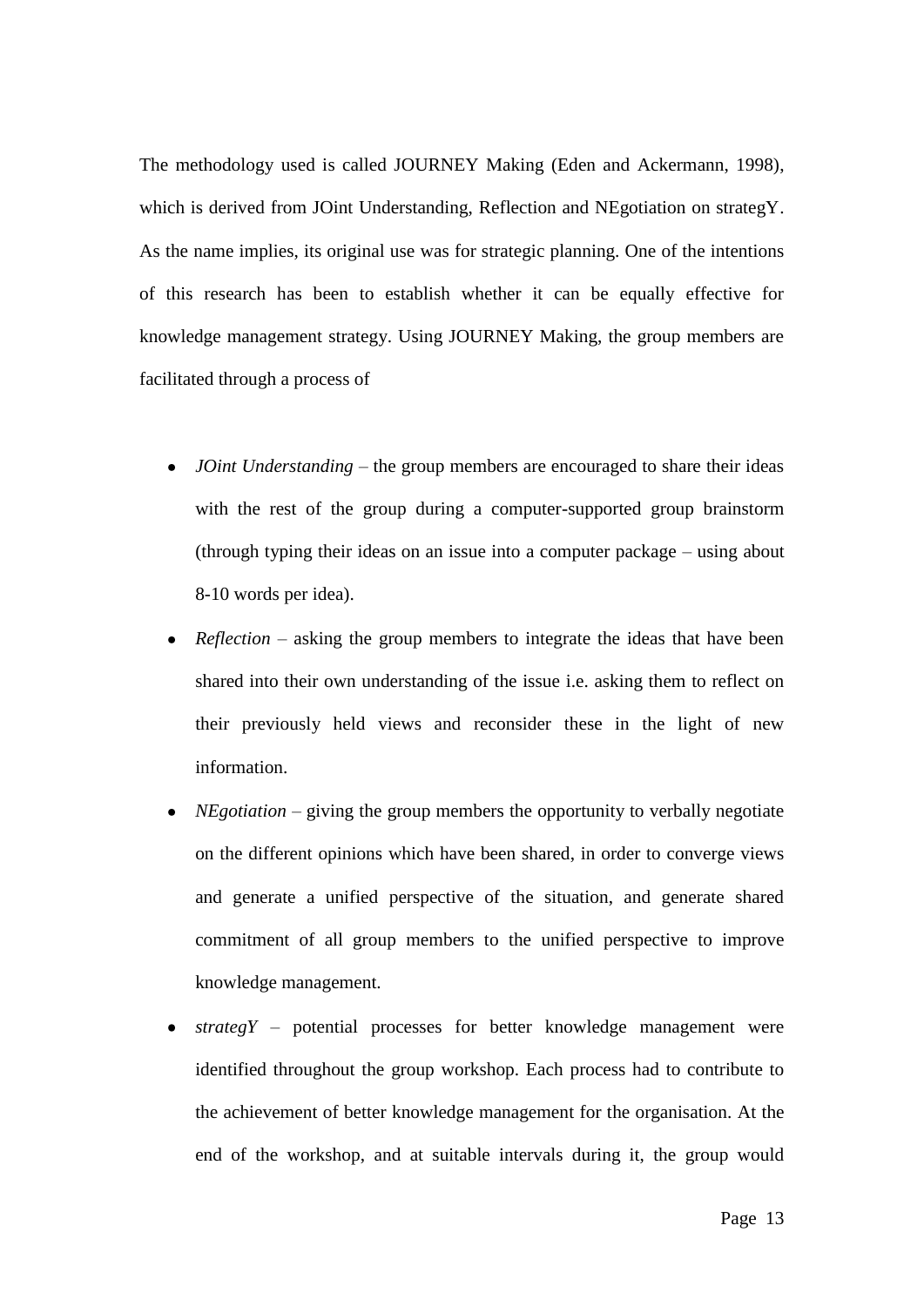The methodology used is called JOURNEY Making (Eden and Ackermann, 1998), which is derived from JOint Understanding, Reflection and NEgotiation on strategY. As the name implies, its original use was for strategic planning. One of the intentions of this research has been to establish whether it can be equally effective for knowledge management strategy. Using JOURNEY Making, the group members are facilitated through a process of

- *JOint Understanding* – the group members are encouraged to share their ideas with the rest of the group during a computer-supported group brainstorm (through typing their ideas on an issue into a computer package – using about 8-10 words per idea).
- *Reflection* – asking the group members to integrate the ideas that have been shared into their own understanding of the issue i.e. asking them to reflect on their previously held views and reconsider these in the light of new information.
- *NEgotiation* – giving the group members the opportunity to verbally negotiate on the different opinions which have been shared, in order to converge views and generate a unified perspective of the situation, and generate shared commitment of all group members to the unified perspective to improve knowledge management.
- *strategY* – potential processes for better knowledge management were identified throughout the group workshop. Each process had to contribute to the achievement of better knowledge management for the organisation. At the end of the workshop, and at suitable intervals during it, the group would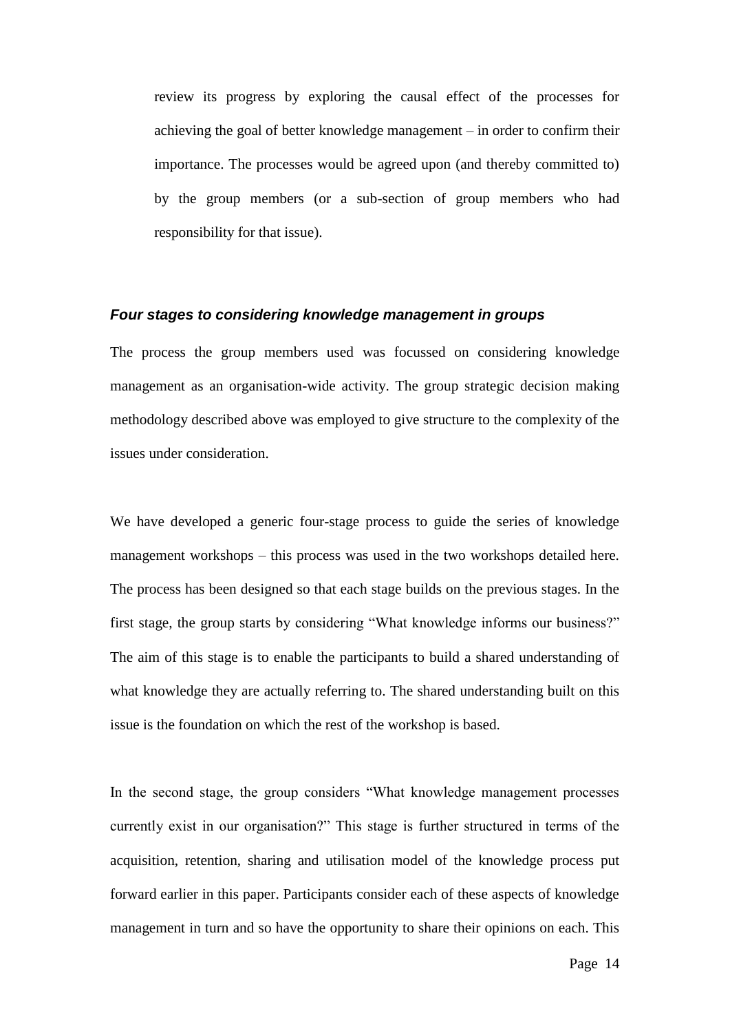review its progress by exploring the causal effect of the processes for achieving the goal of better knowledge management – in order to confirm their importance. The processes would be agreed upon (and thereby committed to) by the group members (or a sub-section of group members who had responsibility for that issue).

### *Four stages to considering knowledge management in groups*

The process the group members used was focussed on considering knowledge management as an organisation-wide activity. The group strategic decision making methodology described above was employed to give structure to the complexity of the issues under consideration.

We have developed a generic four-stage process to guide the series of knowledge management workshops – this process was used in the two workshops detailed here. The process has been designed so that each stage builds on the previous stages. In the first stage, the group starts by considering "What knowledge informs our business?" The aim of this stage is to enable the participants to build a shared understanding of what knowledge they are actually referring to. The shared understanding built on this issue is the foundation on which the rest of the workshop is based.

In the second stage, the group considers "What knowledge management processes currently exist in our organisation?" This stage is further structured in terms of the acquisition, retention, sharing and utilisation model of the knowledge process put forward earlier in this paper. Participants consider each of these aspects of knowledge management in turn and so have the opportunity to share their opinions on each. This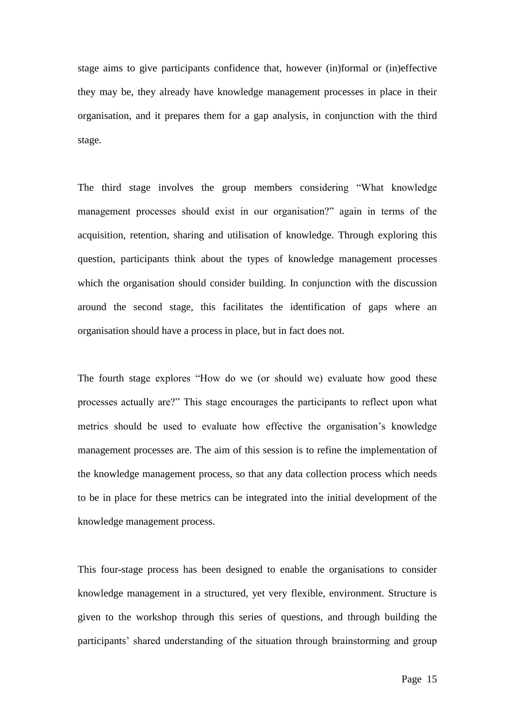stage aims to give participants confidence that, however (in)formal or (in)effective they may be, they already have knowledge management processes in place in their organisation, and it prepares them for a gap analysis, in conjunction with the third stage.

The third stage involves the group members considering "What knowledge management processes should exist in our organisation?" again in terms of the acquisition, retention, sharing and utilisation of knowledge. Through exploring this question, participants think about the types of knowledge management processes which the organisation should consider building. In conjunction with the discussion around the second stage, this facilitates the identification of gaps where an organisation should have a process in place, but in fact does not.

The fourth stage explores "How do we (or should we) evaluate how good these processes actually are?" This stage encourages the participants to reflect upon what metrics should be used to evaluate how effective the organisation's knowledge management processes are. The aim of this session is to refine the implementation of the knowledge management process, so that any data collection process which needs to be in place for these metrics can be integrated into the initial development of the knowledge management process.

This four-stage process has been designed to enable the organisations to consider knowledge management in a structured, yet very flexible, environment. Structure is given to the workshop through this series of questions, and through building the participants' shared understanding of the situation through brainstorming and group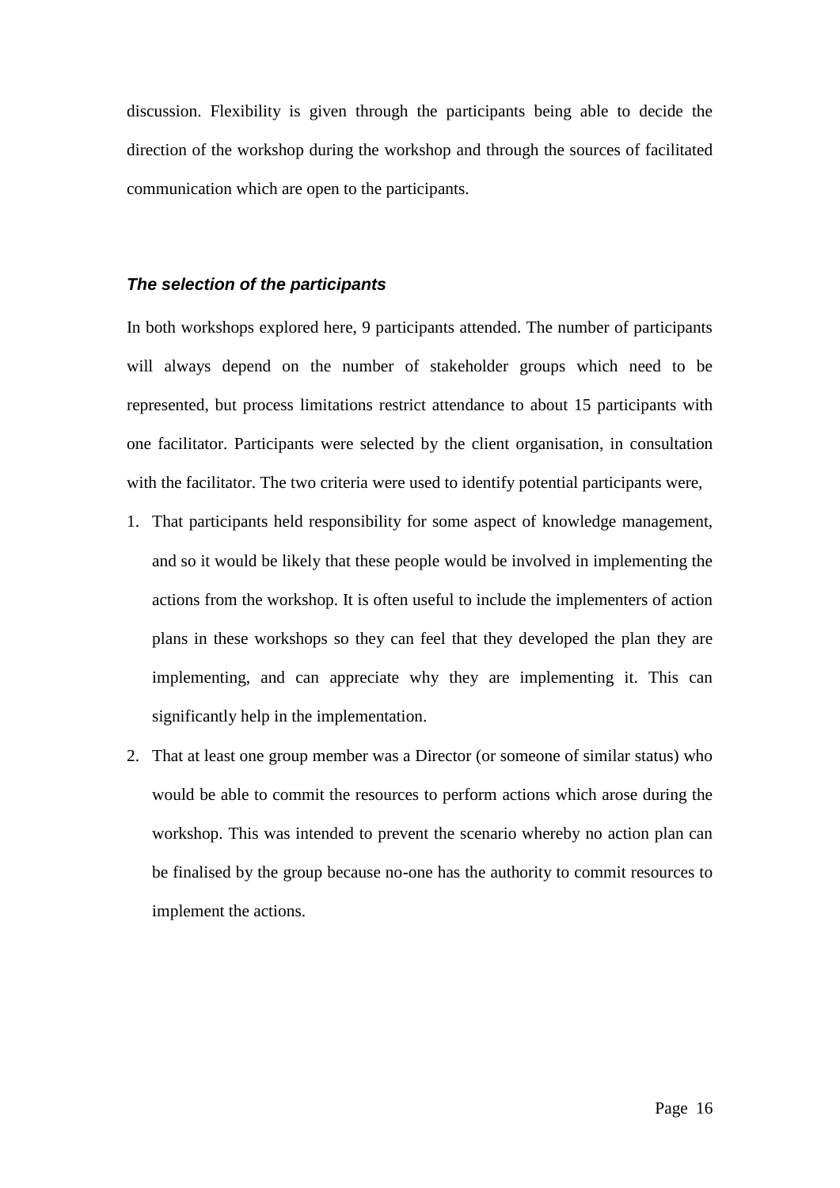discussion. Flexibility is given through the participants being able to decide the direction of the workshop during the workshop and through the sources of facilitated communication which are open to the participants.

### *The selection of the participants*

In both workshops explored here, 9 participants attended. The number of participants will always depend on the number of stakeholder groups which need to be represented, but process limitations restrict attendance to about 15 participants with one facilitator. Participants were selected by the client organisation, in consultation with the facilitator. The two criteria were used to identify potential participants were,

1. That participants held responsibility for some aspect of knowledge management, and so it would be likely that these people would be involved in implementing the actions from the workshop. It is often useful to include the implementers of action plans in these workshops so they can feel that they developed the plan they are implementing, and can appreciate why they are implementing it. This can significantly help in the implementation.
2. That at least one group member was a Director (or someone of similar status) who would be able to commit the resources to perform actions which arose during the workshop. This was intended to prevent the scenario whereby no action plan can be finalised by the group because no-one has the authority to commit resources to implement the actions.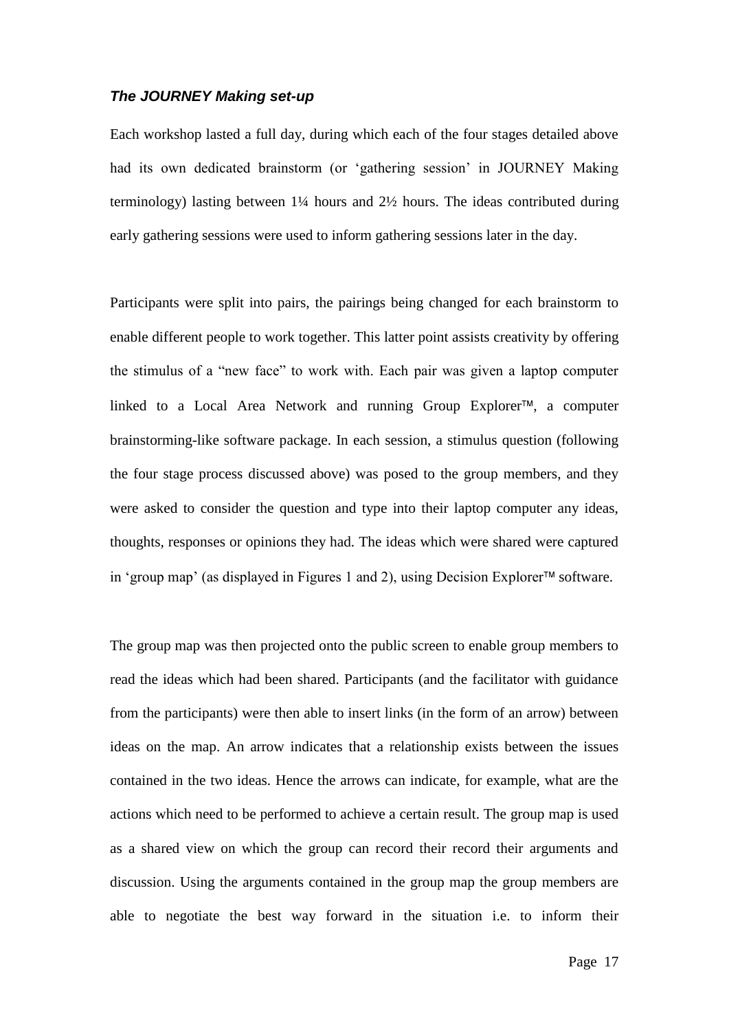### *The JOURNEY Making set-up*

Each workshop lasted a full day, during which each of the four stages detailed above had its own dedicated brainstorm (or 'gathering session' in JOURNEY Making terminology) lasting between 1¼ hours and 2½ hours. The ideas contributed during early gathering sessions were used to inform gathering sessions later in the day.

Participants were split into pairs, the pairings being changed for each brainstorm to enable different people to work together. This latter point assists creativity by offering the stimulus of a "new face" to work with. Each pair was given a laptop computer linked to a Local Area Network and running Group Explorer™, a computer brainstorming-like software package. In each session, a stimulus question (following the four stage process discussed above) was posed to the group members, and they were asked to consider the question and type into their laptop computer any ideas, thoughts, responses or opinions they had. The ideas which were shared were captured in 'group map' (as displayed in Figures 1 and 2), using Decision Explorer™ software.

The group map was then projected onto the public screen to enable group members to read the ideas which had been shared. Participants (and the facilitator with guidance from the participants) were then able to insert links (in the form of an arrow) between ideas on the map. An arrow indicates that a relationship exists between the issues contained in the two ideas. Hence the arrows can indicate, for example, what are the actions which need to be performed to achieve a certain result. The group map is used as a shared view on which the group can record their record their arguments and discussion. Using the arguments contained in the group map the group members are able to negotiate the best way forward in the situation i.e. to inform their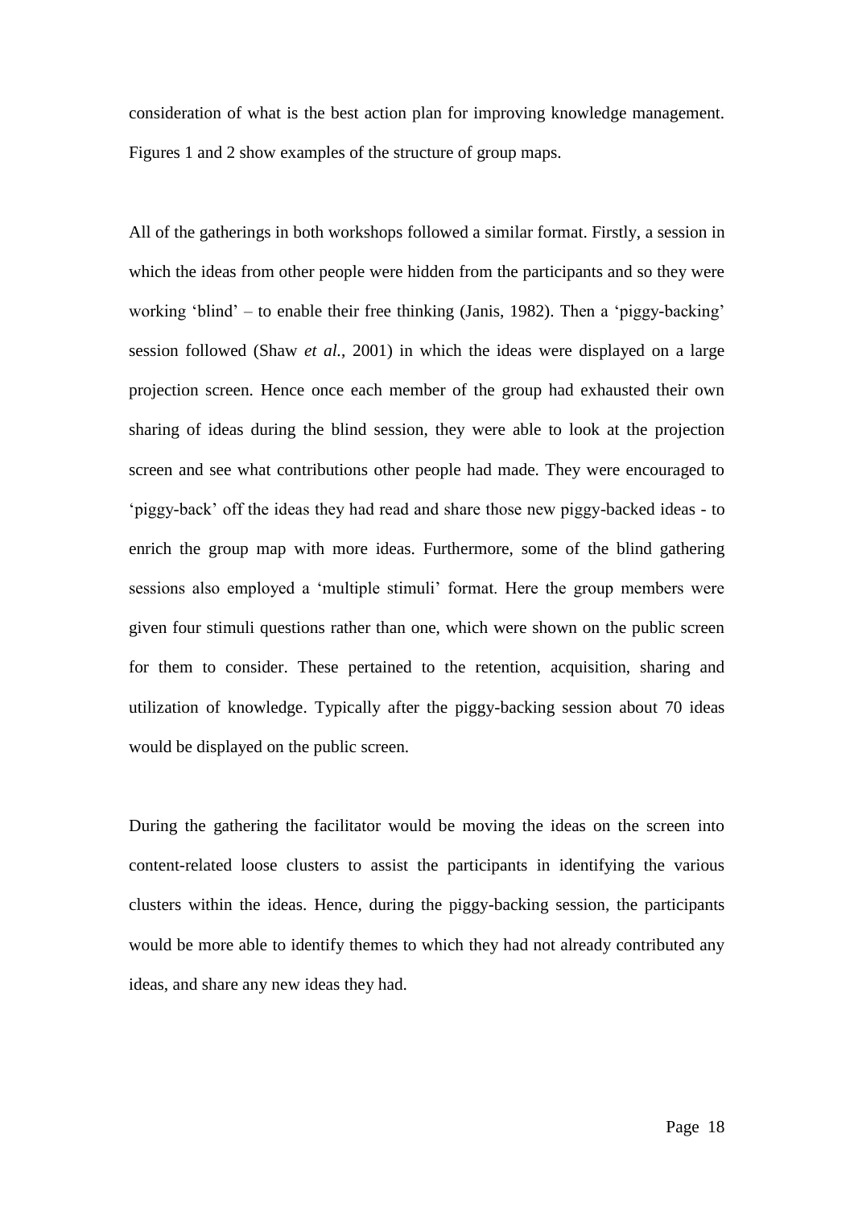consideration of what is the best action plan for improving knowledge management. Figures 1 and 2 show examples of the structure of group maps.

All of the gatherings in both workshops followed a similar format. Firstly, a session in which the ideas from other people were hidden from the participants and so they were working 'blind' – to enable their free thinking (Janis, 1982). Then a 'piggy-backing' session followed (Shaw *et al.*, 2001) in which the ideas were displayed on a large projection screen. Hence once each member of the group had exhausted their own sharing of ideas during the blind session, they were able to look at the projection screen and see what contributions other people had made. They were encouraged to 'piggy-back' off the ideas they had read and share those new piggy-backed ideas - to enrich the group map with more ideas. Furthermore, some of the blind gathering sessions also employed a 'multiple stimuli' format. Here the group members were given four stimuli questions rather than one, which were shown on the public screen for them to consider. These pertained to the retention, acquisition, sharing and utilization of knowledge. Typically after the piggy-backing session about 70 ideas would be displayed on the public screen.

During the gathering the facilitator would be moving the ideas on the screen into content-related loose clusters to assist the participants in identifying the various clusters within the ideas. Hence, during the piggy-backing session, the participants would be more able to identify themes to which they had not already contributed any ideas, and share any new ideas they had.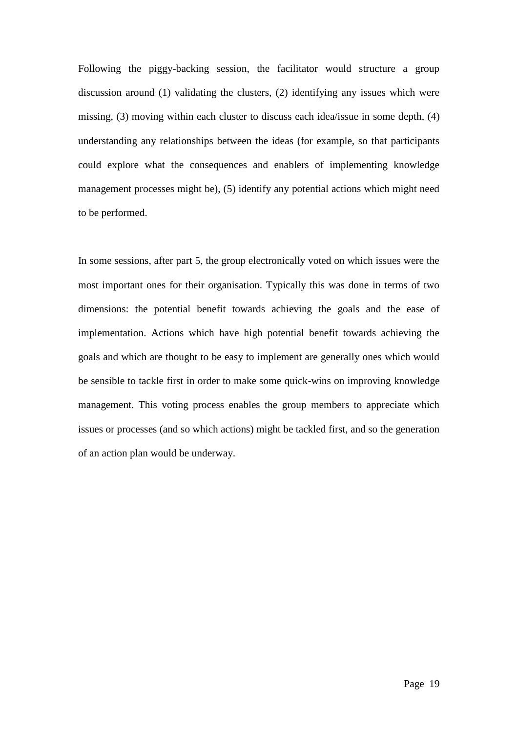Following the piggy-backing session, the facilitator would structure a group discussion around (1) validating the clusters, (2) identifying any issues which were missing, (3) moving within each cluster to discuss each idea/issue in some depth, (4) understanding any relationships between the ideas (for example, so that participants could explore what the consequences and enablers of implementing knowledge management processes might be), (5) identify any potential actions which might need to be performed.

In some sessions, after part 5, the group electronically voted on which issues were the most important ones for their organisation. Typically this was done in terms of two dimensions: the potential benefit towards achieving the goals and the ease of implementation. Actions which have high potential benefit towards achieving the goals and which are thought to be easy to implement are generally ones which would be sensible to tackle first in order to make some quick-wins on improving knowledge management. This voting process enables the group members to appreciate which issues or processes (and so which actions) might be tackled first, and so the generation of an action plan would be underway.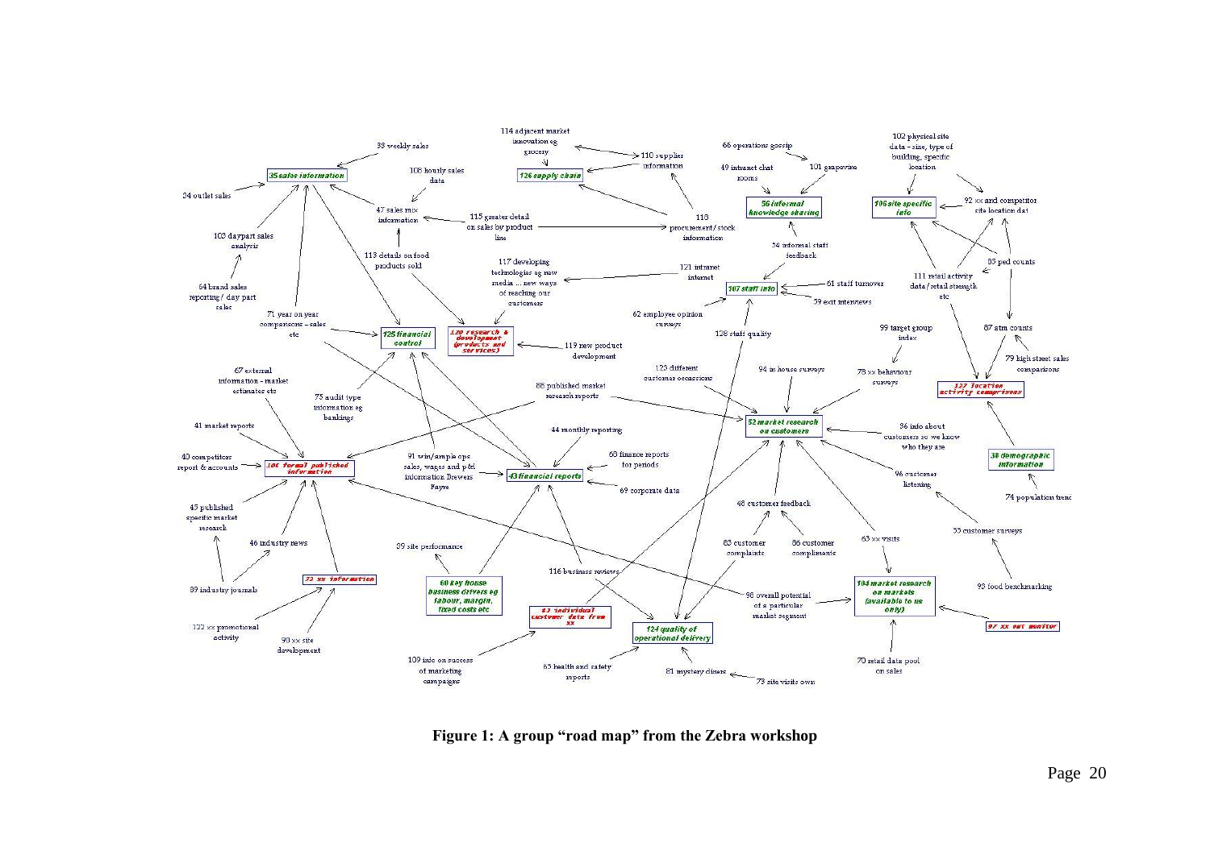114 adjacent market innovation eg grocery

38 weekly sales

66 operations gossip

102 physical site data - size, type of building, specific location

110 supplier information

35 sales information

108 hourly sales data

126 supply chain

49 intranet chat rooms

101 grapevine

34 outlet sales

47 sales mix information

115 greater detail on sales by product line

118 procurement/stock information

56 informal knowledge sharing

106 site specific info

92 xx and competitor site location dat

103 daypart sales analysis

113 details on food products sold

117 developing technologies eg new media ... new ways of reaching our customers

54 informal staff feedback

85 ped counts

121 intranet

111 retail activity data/retail strength etc

64 brand sales reporting/day part sales

107 staff info

61 staff turnover

59 exit interviews

71 year on year comparisons - sales etc

62 employee opinion surveys

125 financial control

120 research & development (products and services)

128 staff quality

99 target group index

87 atm counts

119 new product development

79 high street sales comparisons

67 external information - market estimates etc

123 different customer occasions

94 in house surveys

78 xx behaviour surveys

127 location activity comprises

75 audit type information eg bankings

88 published market research reports

41 market reports

44 monthly reporting

52 market research on customers

36 info about customers so we know who they are

40 competitors report & accounts

105 formal published information

91 win/ample ops sales, wages and p&l information Brewers Fayre

68 finance reports for periods

43 financial reports

38 demographic information

96 customer listening

69 corporate data

74 population trend

45 published specific market research

48 customer feedback

55 customer surveys

46 industry news

89 site performance

83 customer complaints

86 customer compliments

63 xx visits

72 xx information

116 business reviews

89 industry journals

60 key house business drivers eg labour, margin, fixed costs etc

98 overall potential of a particular market segment

104 market research on markets (available to us only)

93 food benchmarking

122 xx promotional activity

82 individual customer data from xx

97 xx net monitor

90 xx site development

124 quality of operational delivery

109 info on success of marketing campaigns

65 health and safety reports

81 mystery diners

73 site visits own

70 retail data pool on sales

**Figure 1: A group "road map" from the Zebra workshop**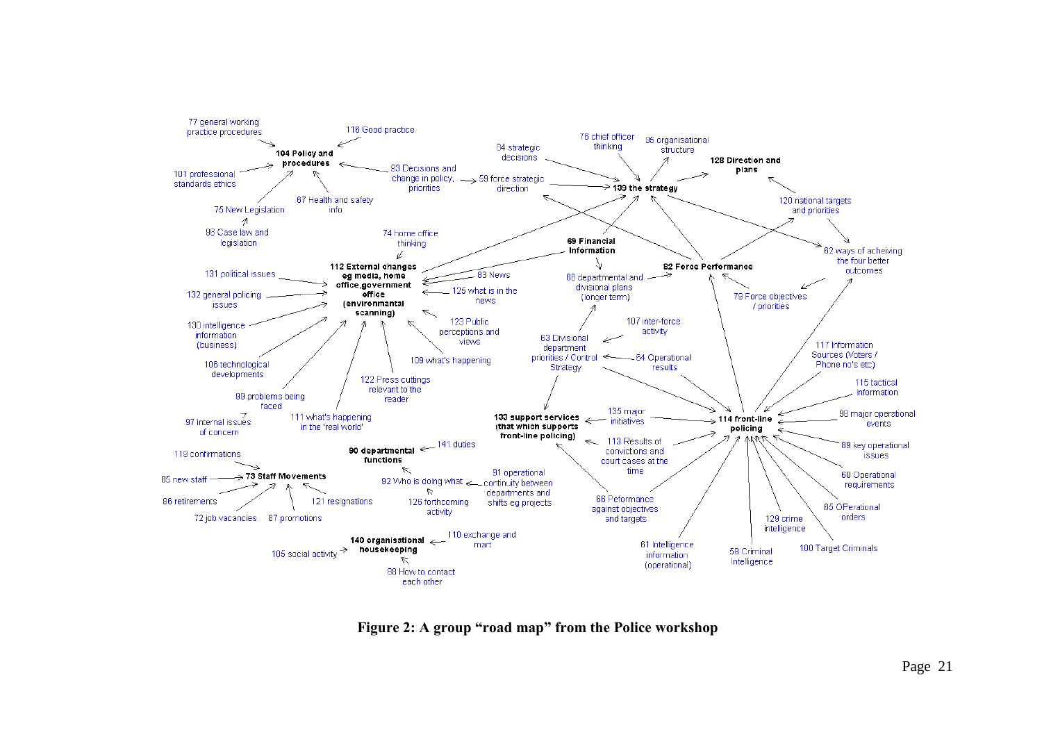77 general working practice procedures
116 Good practice
104 Policy and procedures
101 professional standards ethics
83 Decisions and change in policy, priorities
67 Health and safety info
75 New Legislation
96 Case law and legislation
84 strategic decisions
76 chief officer thinking
95 organisational structure
128 Direction and plans
59 force strategic direction
139 the strategy
120 national targets and priorities
74 home office thinking
69 Financial Information
82 ways of acheiving the four better outcomes
131 political issues
112 External changes eg media, home office,government office (environmental scanning)
83 News
68 departmental and divisional plans (longer term)
82 Force Performance
132 general policing issues
125 what is in the news
79 Force objectives / priorities
130 intelligence information (business)
123 Public perceptions and views
107 inter-force activity
63 Divisional department priorities / Control Strategy
117 Information Sources (Voters / Phone no's etc)
106 technological developments
109 what's happening
64 Operational results
122 Press cuttings relevant to the reader
115 tactical information
88 problems being faced
97 internal issues of concern
111 what's happening in the 'real world'
133 support services (that which supports front-line policing)
135 major initiatives
114 front-line policing
98 major operational events
141 duties
113 Results of convictions and court cases at the time
89 key operational issues
119 confirmations
90 departmental functions
85 new staff
73 Staff Movements
91 operational continuity between departments and shifts eg projects
92 Who is doing what
80 Operational requirements
86 retirements
121 resignations
126 forthcoming activity
66 Peformance against objectives and targets
65 OPerational orders
72 job vacancies
87 promotions
129 crime intelligence
110 exchange and mart
140 organisational housekeeping
81 Intelligence information (operational)
58 Criminal Intelligence
100 Target Criminals
105 social activity
88 How to contact each other

**Figure 2: A group "road map" from the Police workshop**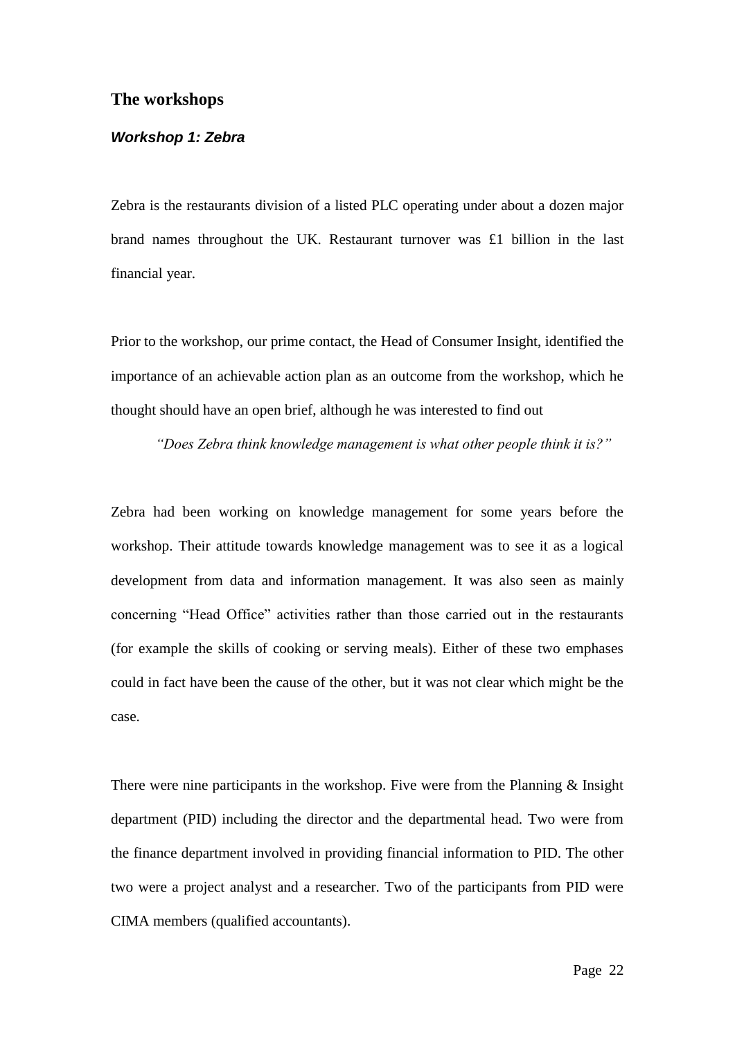## The workshops

### *Workshop 1: Zebra*

Zebra is the restaurants division of a listed PLC operating under about a dozen major brand names throughout the UK. Restaurant turnover was £1 billion in the last financial year.

Prior to the workshop, our prime contact, the Head of Consumer Insight, identified the importance of an achievable action plan as an outcome from the workshop, which he thought should have an open brief, although he was interested to find out

> *"Does Zebra think knowledge management is what other people think it is?"*

Zebra had been working on knowledge management for some years before the workshop. Their attitude towards knowledge management was to see it as a logical development from data and information management. It was also seen as mainly concerning "Head Office" activities rather than those carried out in the restaurants (for example the skills of cooking or serving meals). Either of these two emphases could in fact have been the cause of the other, but it was not clear which might be the case.

There were nine participants in the workshop. Five were from the Planning & Insight department (PID) including the director and the departmental head. Two were from the finance department involved in providing financial information to PID. The other two were a project analyst and a researcher. Two of the participants from PID were CIMA members (qualified accountants).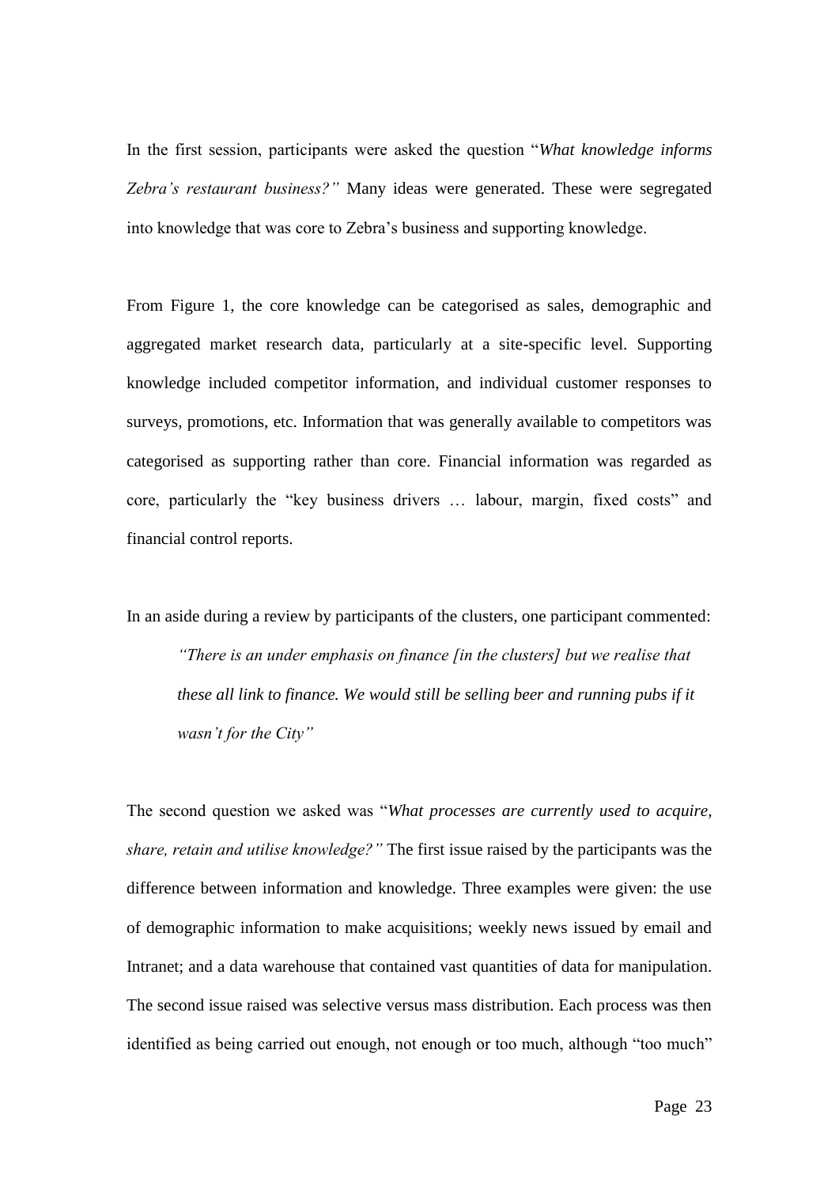In the first session, participants were asked the question "*What knowledge informs Zebra's restaurant business?"* Many ideas were generated. These were segregated into knowledge that was core to Zebra's business and supporting knowledge.

From Figure 1, the core knowledge can be categorised as sales, demographic and aggregated market research data, particularly at a site-specific level. Supporting knowledge included competitor information, and individual customer responses to surveys, promotions, etc. Information that was generally available to competitors was categorised as supporting rather than core. Financial information was regarded as core, particularly the "key business drivers … labour, margin, fixed costs" and financial control reports.

In an aside during a review by participants of the clusters, one participant commented:

> *"There is an under emphasis on finance [in the clusters] but we realise that these all link to finance. We would still be selling beer and running pubs if it wasn't for the City"*

The second question we asked was "*What processes are currently used to acquire, share, retain and utilise knowledge?"* The first issue raised by the participants was the difference between information and knowledge. Three examples were given: the use of demographic information to make acquisitions; weekly news issued by email and Intranet; and a data warehouse that contained vast quantities of data for manipulation. The second issue raised was selective versus mass distribution. Each process was then identified as being carried out enough, not enough or too much, although "too much"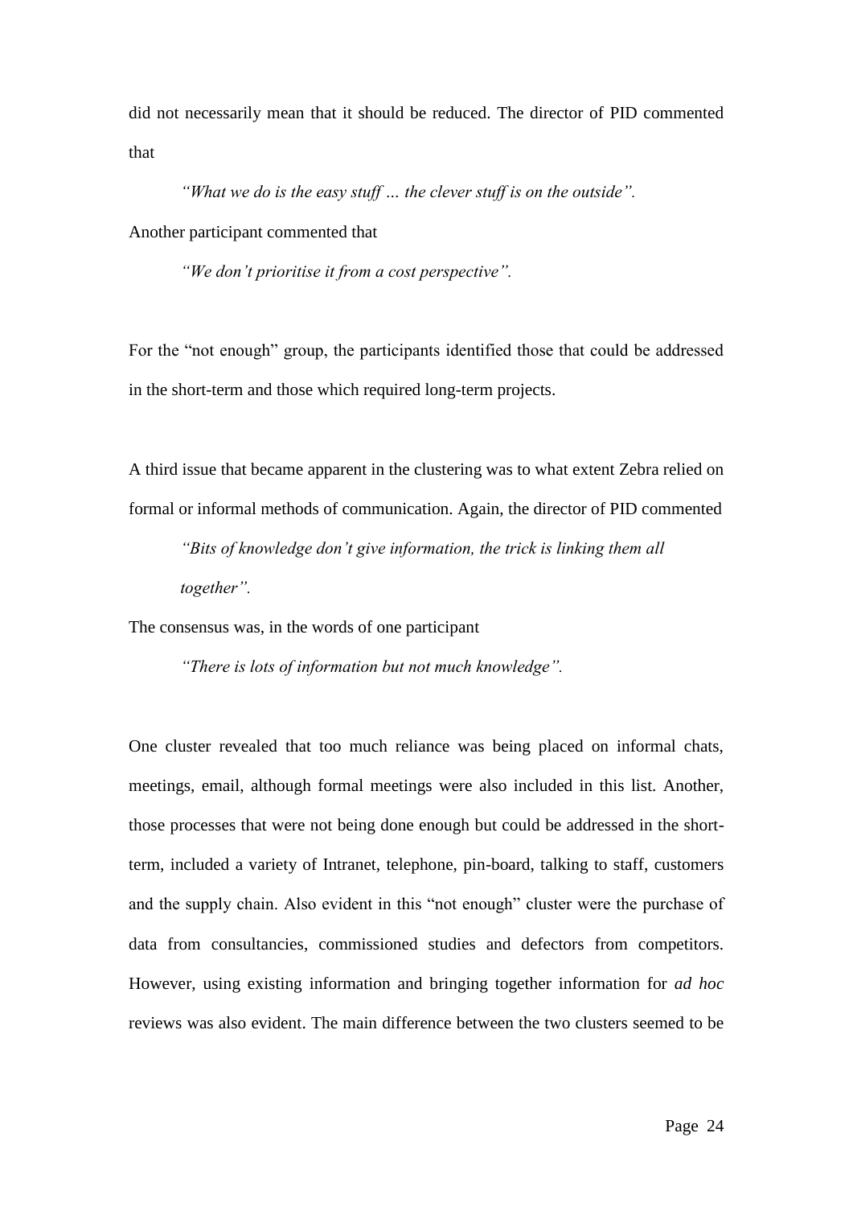did not necessarily mean that it should be reduced. The director of PID commented that

> *"What we do is the easy stuff … the clever stuff is on the outside".*

Another participant commented that

> *"We don't prioritise it from a cost perspective".*

For the "not enough" group, the participants identified those that could be addressed in the short-term and those which required long-term projects.

A third issue that became apparent in the clustering was to what extent Zebra relied on formal or informal methods of communication. Again, the director of PID commented

> *"Bits of knowledge don't give information, the trick is linking them all together".*

The consensus was, in the words of one participant

> *"There is lots of information but not much knowledge".*

One cluster revealed that too much reliance was being placed on informal chats, meetings, email, although formal meetings were also included in this list. Another, those processes that were not being done enough but could be addressed in the short-term, included a variety of Intranet, telephone, pin-board, talking to staff, customers and the supply chain. Also evident in this "not enough" cluster were the purchase of data from consultancies, commissioned studies and defectors from competitors. However, using existing information and bringing together information for *ad hoc* reviews was also evident. The main difference between the two clusters seemed to be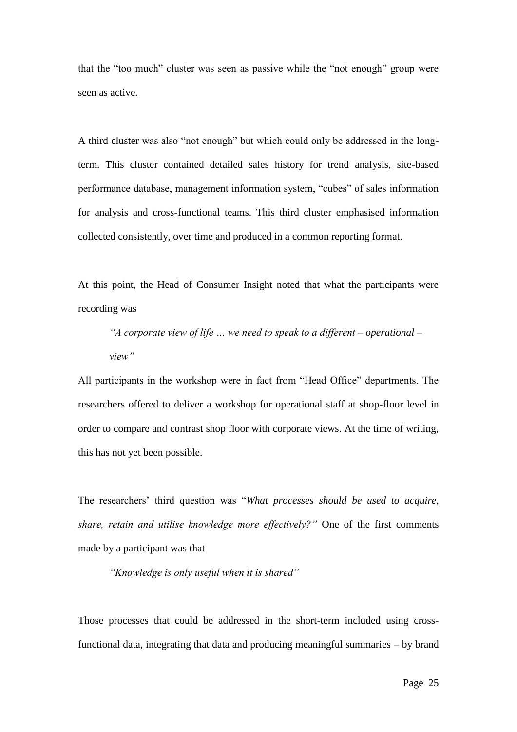that the "too much" cluster was seen as passive while the "not enough" group were seen as active.

A third cluster was also "not enough" but which could only be addressed in the long-term. This cluster contained detailed sales history for trend analysis, site-based performance database, management information system, "cubes" of sales information for analysis and cross-functional teams. This third cluster emphasised information collected consistently, over time and produced in a common reporting format.

At this point, the Head of Consumer Insight noted that what the participants were recording was

> *"A corporate view of life … we need to speak to a different –* ***operational*** *– view"*

All participants in the workshop were in fact from "Head Office" departments. The researchers offered to deliver a workshop for operational staff at shop-floor level in order to compare and contrast shop floor with corporate views. At the time of writing, this has not yet been possible.

The researchers' third question was "*What processes should be used to acquire, share, retain and utilise knowledge more effectively?"* One of the first comments made by a participant was that

> *"Knowledge is only useful when it is shared"*

Those processes that could be addressed in the short-term included using cross-functional data, integrating that data and producing meaningful summaries – by brand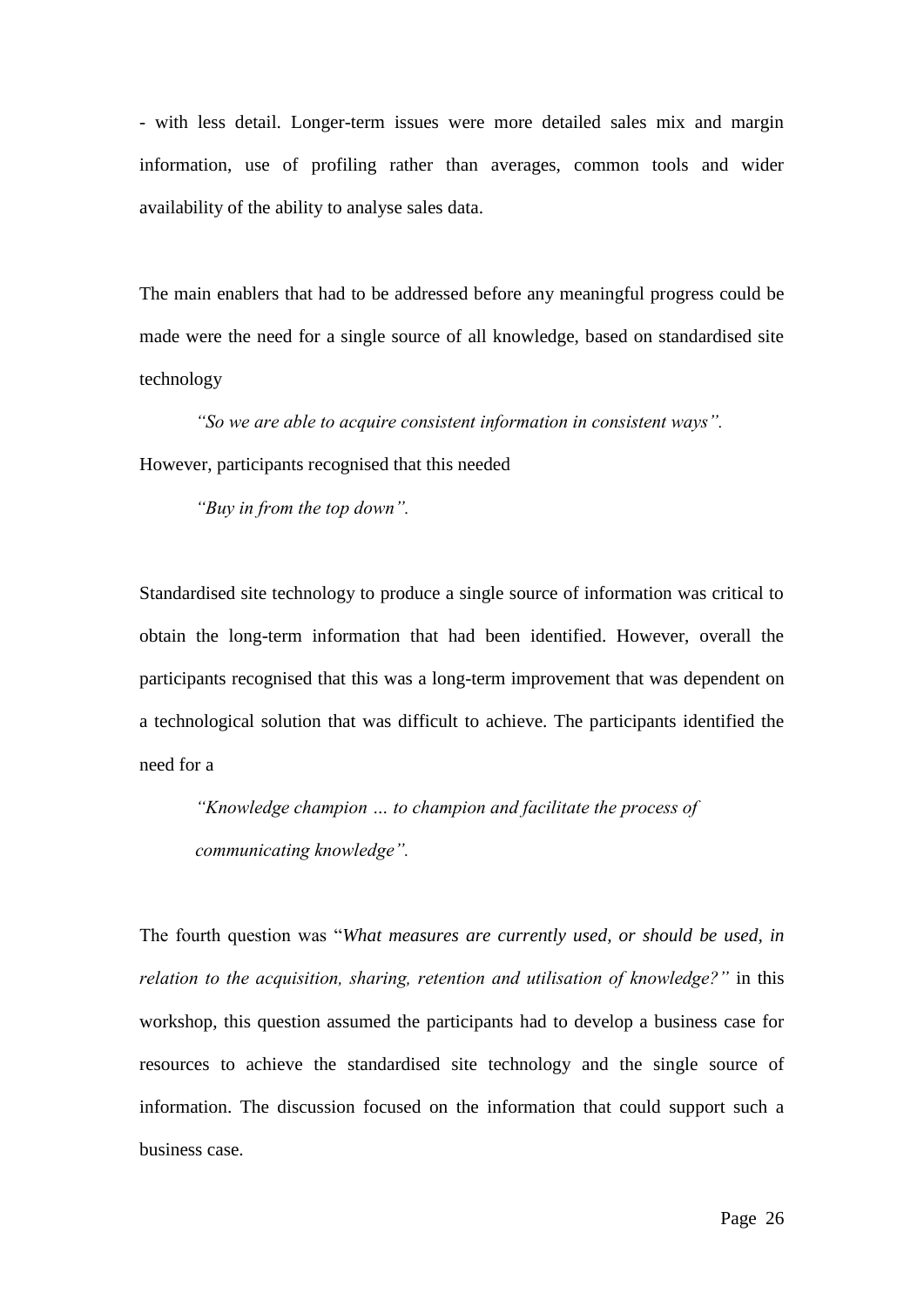- with less detail. Longer-term issues were more detailed sales mix and margin information, use of profiling rather than averages, common tools and wider availability of the ability to analyse sales data.

The main enablers that had to be addressed before any meaningful progress could be made were the need for a single source of all knowledge, based on standardised site technology

> *"So we are able to acquire consistent information in consistent ways".*

However, participants recognised that this needed

> *"Buy in from the top down".*

Standardised site technology to produce a single source of information was critical to obtain the long-term information that had been identified. However, overall the participants recognised that this was a long-term improvement that was dependent on a technological solution that was difficult to achieve. The participants identified the need for a

> *"Knowledge champion … to champion and facilitate the process of communicating knowledge".*

The fourth question was "*What measures are currently used, or should be used, in relation to the acquisition, sharing, retention and utilisation of knowledge?"* in this workshop, this question assumed the participants had to develop a business case for resources to achieve the standardised site technology and the single source of information. The discussion focused on the information that could support such a business case.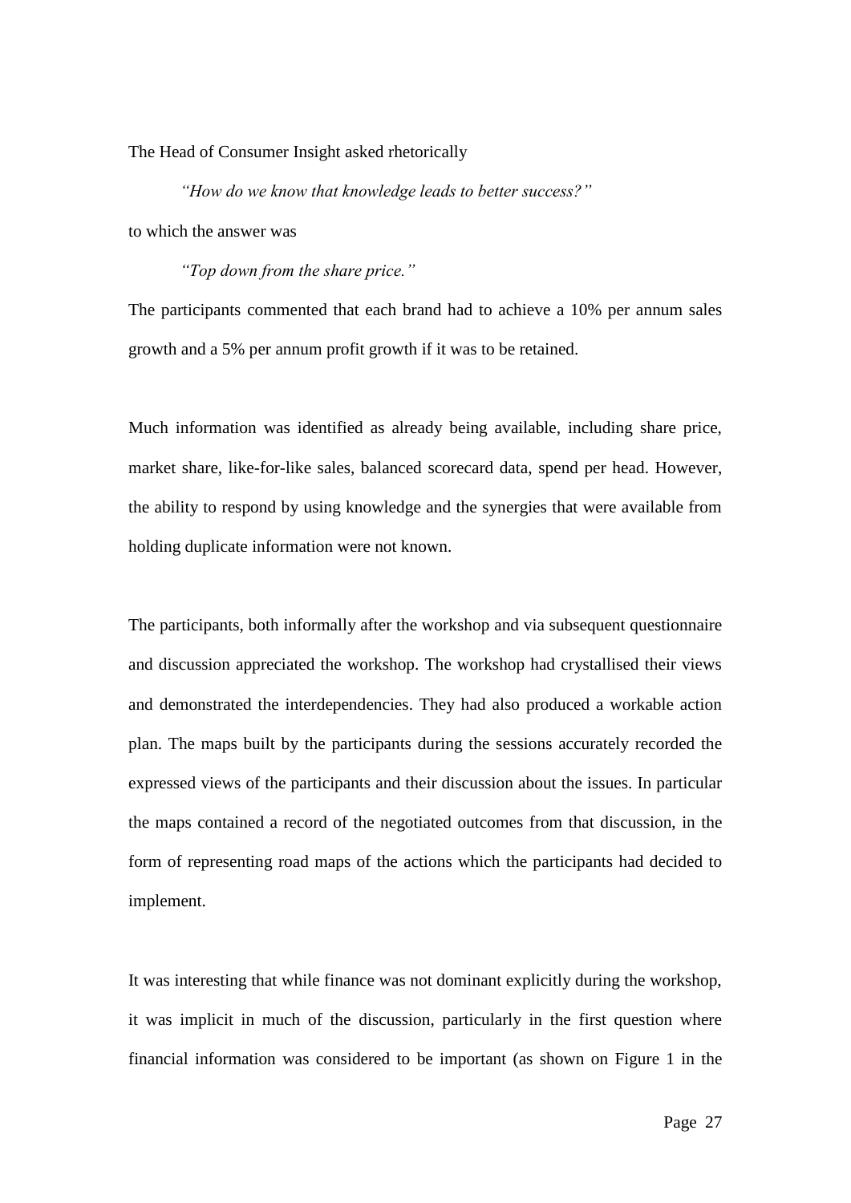The Head of Consumer Insight asked rhetorically

> *"How do we know that knowledge leads to better success?"*

to which the answer was

> *"Top down from the share price."*

The participants commented that each brand had to achieve a 10% per annum sales growth and a 5% per annum profit growth if it was to be retained.

Much information was identified as already being available, including share price, market share, like-for-like sales, balanced scorecard data, spend per head. However, the ability to respond by using knowledge and the synergies that were available from holding duplicate information were not known.

The participants, both informally after the workshop and via subsequent questionnaire and discussion appreciated the workshop. The workshop had crystallised their views and demonstrated the interdependencies. They had also produced a workable action plan. The maps built by the participants during the sessions accurately recorded the expressed views of the participants and their discussion about the issues. In particular the maps contained a record of the negotiated outcomes from that discussion, in the form of representing road maps of the actions which the participants had decided to implement.

It was interesting that while finance was not dominant explicitly during the workshop, it was implicit in much of the discussion, particularly in the first question where financial information was considered to be important (as shown on Figure 1 in the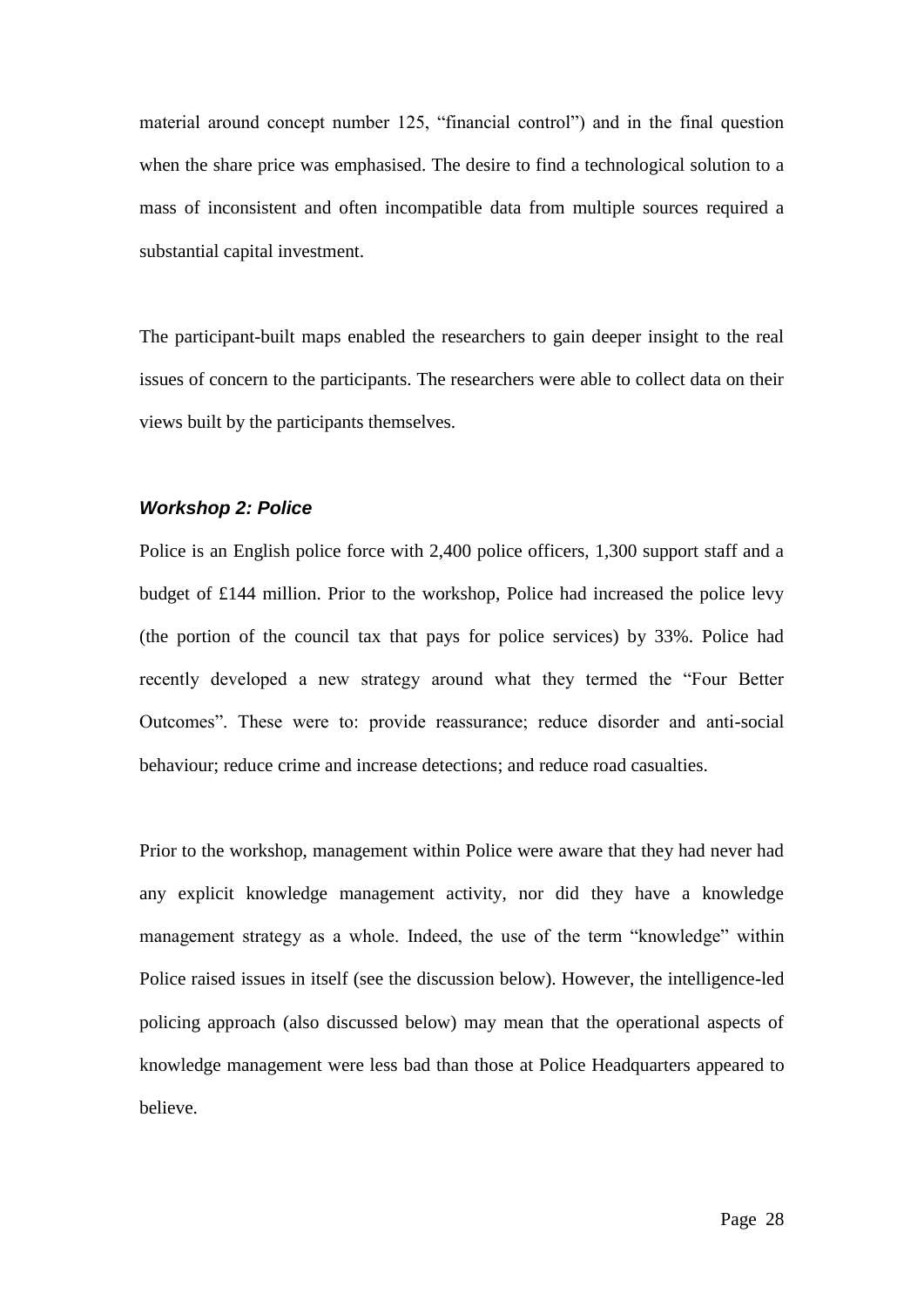material around concept number 125, "financial control") and in the final question when the share price was emphasised. The desire to find a technological solution to a mass of inconsistent and often incompatible data from multiple sources required a substantial capital investment.

The participant-built maps enabled the researchers to gain deeper insight to the real issues of concern to the participants. The researchers were able to collect data on their views built by the participants themselves.

### *Workshop 2: Police*

Police is an English police force with 2,400 police officers, 1,300 support staff and a budget of £144 million. Prior to the workshop, Police had increased the police levy (the portion of the council tax that pays for police services) by 33%. Police had recently developed a new strategy around what they termed the "Four Better Outcomes". These were to: provide reassurance; reduce disorder and anti-social behaviour; reduce crime and increase detections; and reduce road casualties.

Prior to the workshop, management within Police were aware that they had never had any explicit knowledge management activity, nor did they have a knowledge management strategy as a whole. Indeed, the use of the term "knowledge" within Police raised issues in itself (see the discussion below). However, the intelligence-led policing approach (also discussed below) may mean that the operational aspects of knowledge management were less bad than those at Police Headquarters appeared to believe.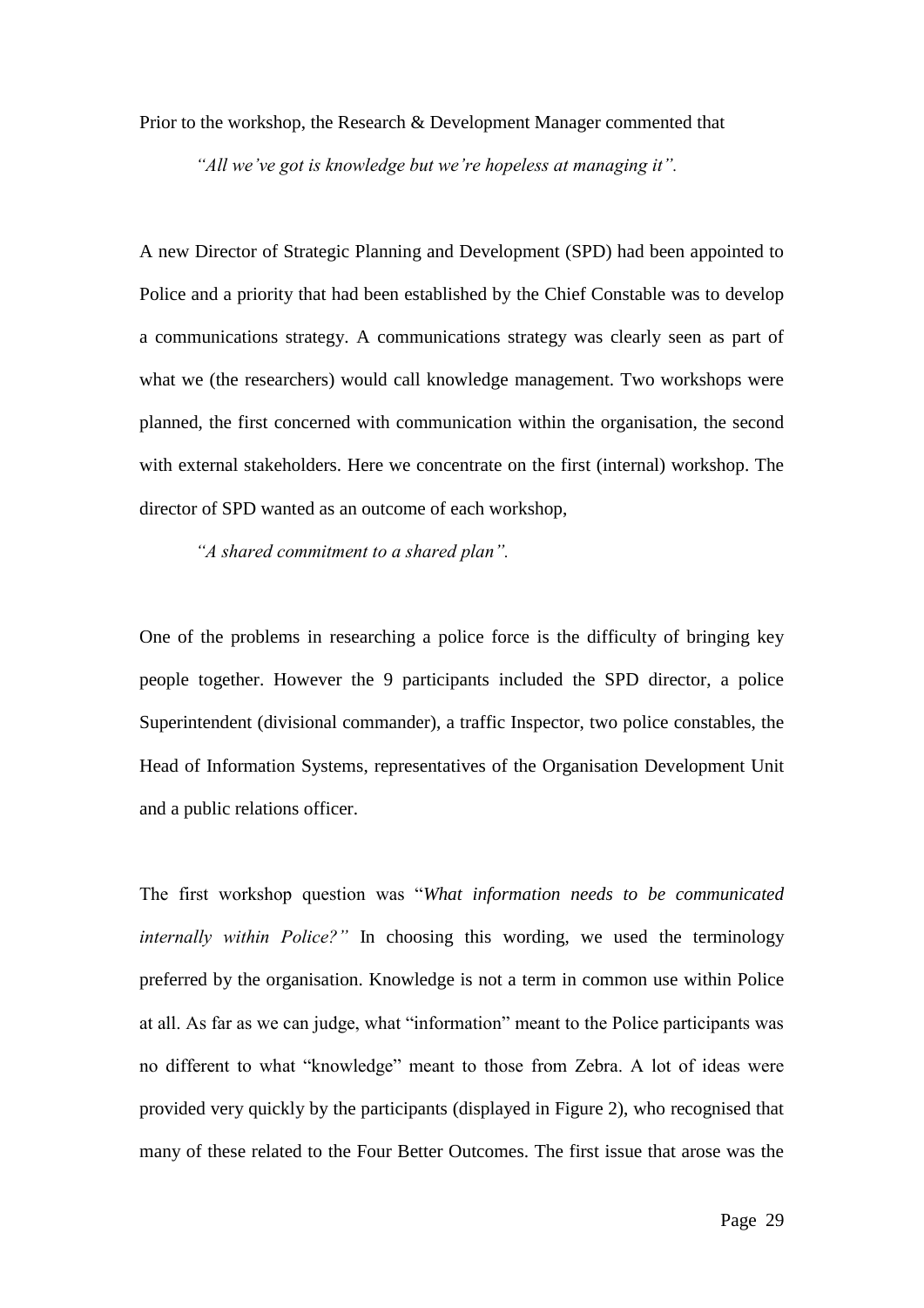Prior to the workshop, the Research & Development Manager commented that

> *"All we've got is knowledge but we're hopeless at managing it".*

A new Director of Strategic Planning and Development (SPD) had been appointed to Police and a priority that had been established by the Chief Constable was to develop a communications strategy. A communications strategy was clearly seen as part of what we (the researchers) would call knowledge management. Two workshops were planned, the first concerned with communication within the organisation, the second with external stakeholders. Here we concentrate on the first (internal) workshop. The director of SPD wanted as an outcome of each workshop,

> *"A shared commitment to a shared plan".*

One of the problems in researching a police force is the difficulty of bringing key people together. However the 9 participants included the SPD director, a police Superintendent (divisional commander), a traffic Inspector, two police constables, the Head of Information Systems, representatives of the Organisation Development Unit and a public relations officer.

The first workshop question was "*What information needs to be communicated internally within Police?"* In choosing this wording, we used the terminology preferred by the organisation. Knowledge is not a term in common use within Police at all. As far as we can judge, what "information" meant to the Police participants was no different to what "knowledge" meant to those from Zebra. A lot of ideas were provided very quickly by the participants (displayed in Figure 2), who recognised that many of these related to the Four Better Outcomes. The first issue that arose was the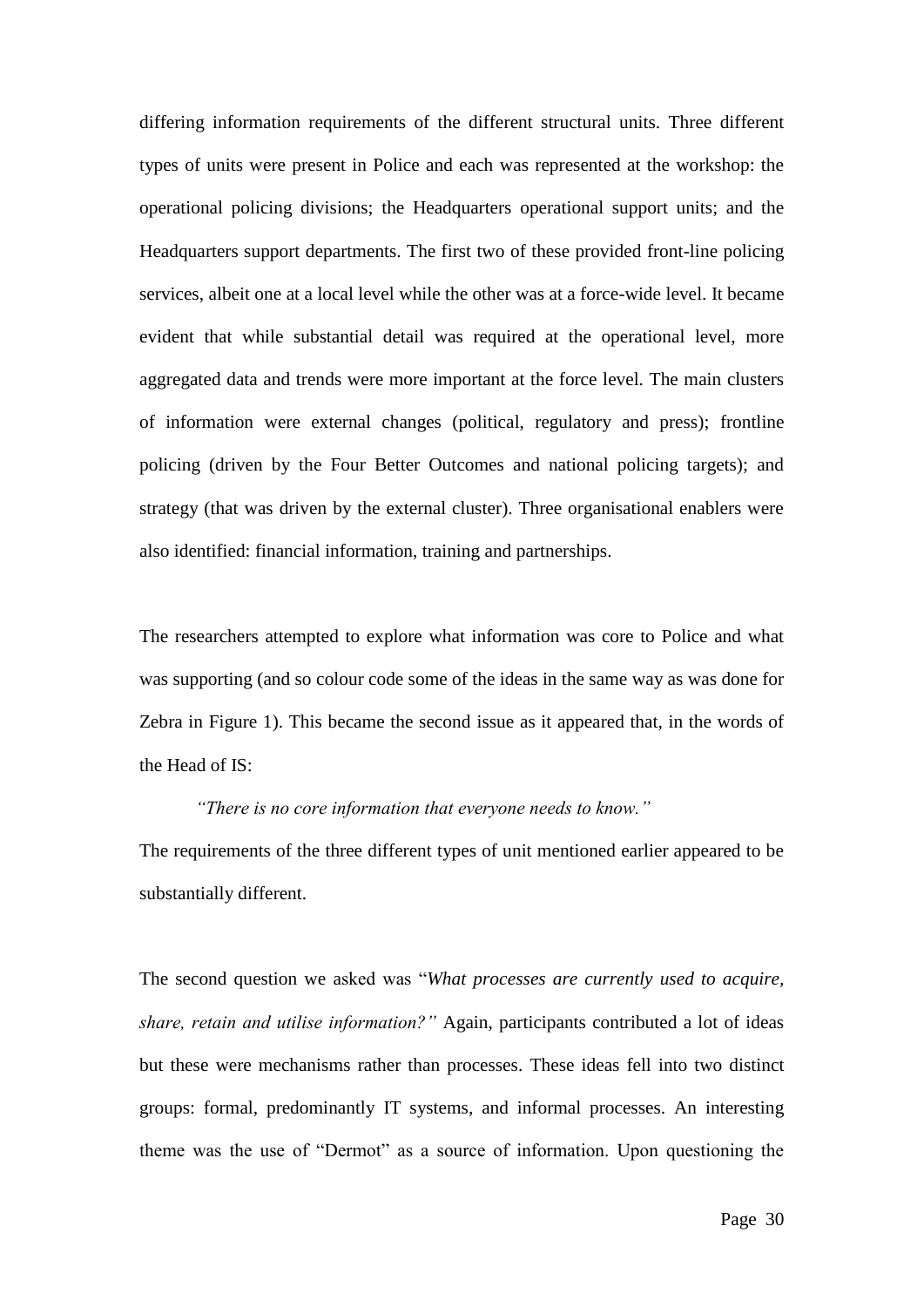differing information requirements of the different structural units. Three different types of units were present in Police and each was represented at the workshop: the operational policing divisions; the Headquarters operational support units; and the Headquarters support departments. The first two of these provided front-line policing services, albeit one at a local level while the other was at a force-wide level. It became evident that while substantial detail was required at the operational level, more aggregated data and trends were more important at the force level. The main clusters of information were external changes (political, regulatory and press); frontline policing (driven by the Four Better Outcomes and national policing targets); and strategy (that was driven by the external cluster). Three organisational enablers were also identified: financial information, training and partnerships.

The researchers attempted to explore what information was core to Police and what was supporting (and so colour code some of the ideas in the same way as was done for Zebra in Figure 1). This became the second issue as it appeared that, in the words of the Head of IS:

> *"There is no core information that everyone needs to know."*

The requirements of the three different types of unit mentioned earlier appeared to be substantially different.

The second question we asked was "*What processes are currently used to acquire, share, retain and utilise information?"* Again, participants contributed a lot of ideas but these were mechanisms rather than processes. These ideas fell into two distinct groups: formal, predominantly IT systems, and informal processes. An interesting theme was the use of "Dermot" as a source of information. Upon questioning the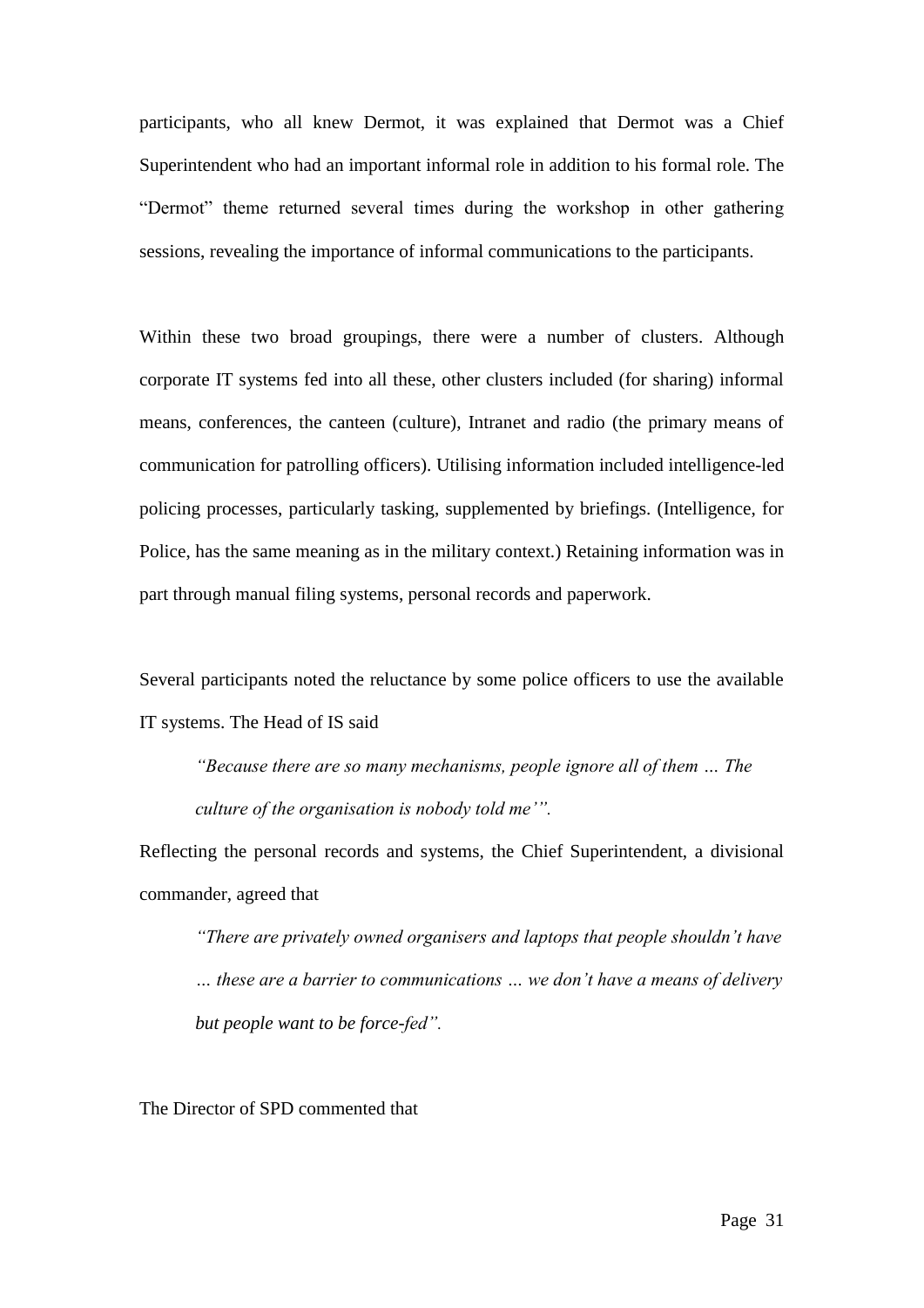participants, who all knew Dermot, it was explained that Dermot was a Chief Superintendent who had an important informal role in addition to his formal role. The "Dermot" theme returned several times during the workshop in other gathering sessions, revealing the importance of informal communications to the participants.

Within these two broad groupings, there were a number of clusters. Although corporate IT systems fed into all these, other clusters included (for sharing) informal means, conferences, the canteen (culture), Intranet and radio (the primary means of communication for patrolling officers). Utilising information included intelligence-led policing processes, particularly tasking, supplemented by briefings. (Intelligence, for Police, has the same meaning as in the military context.) Retaining information was in part through manual filing systems, personal records and paperwork.

Several participants noted the reluctance by some police officers to use the available IT systems. The Head of IS said

> *"Because there are so many mechanisms, people ignore all of them … The culture of the organisation is nobody told me'".*

Reflecting the personal records and systems, the Chief Superintendent, a divisional commander, agreed that

> *"There are privately owned organisers and laptops that people shouldn't have … these are a barrier to communications … we don't have a means of delivery but people want to be force-fed".*

The Director of SPD commented that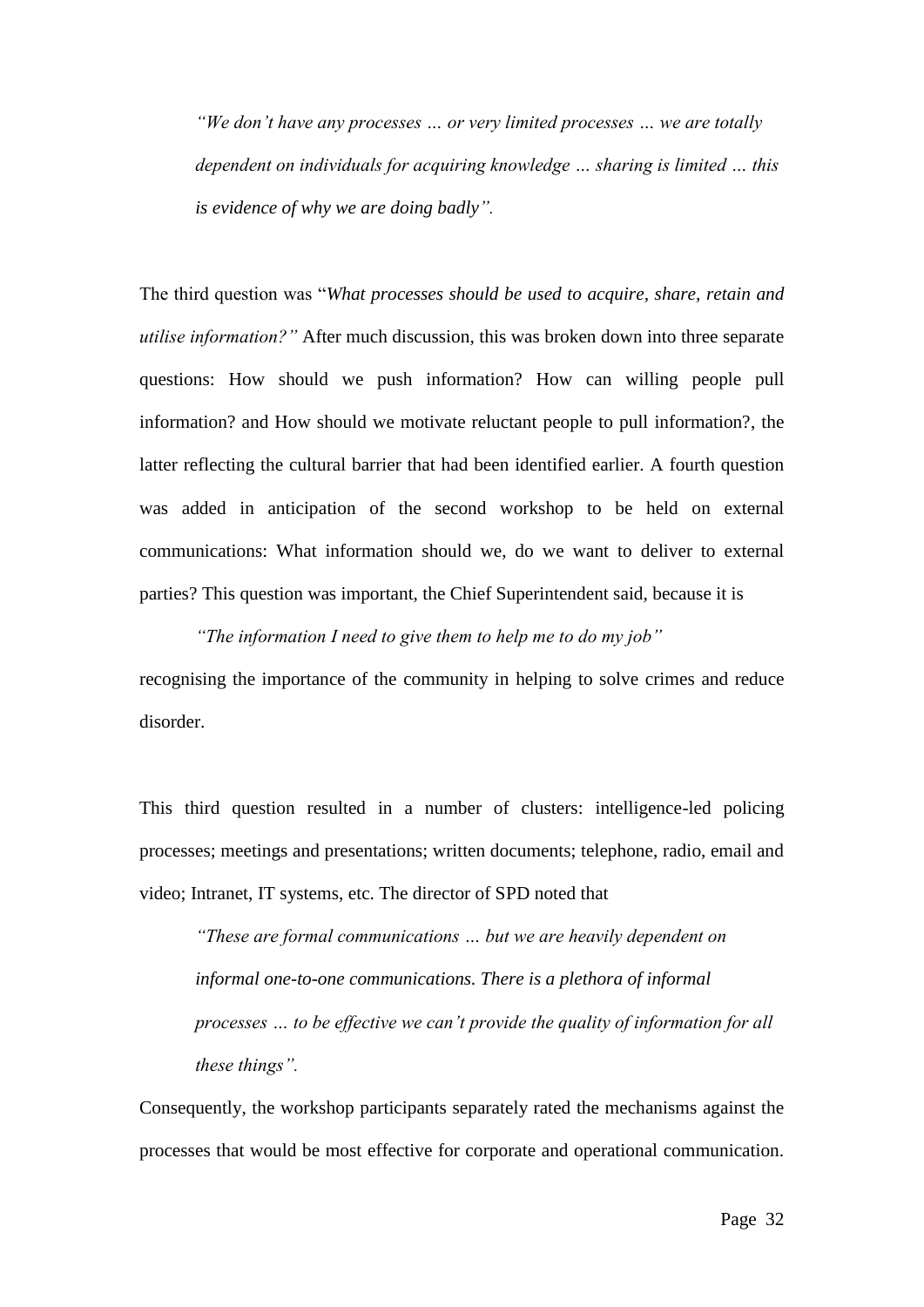> *"We don't have any processes … or very limited processes … we are totally dependent on individuals for acquiring knowledge … sharing is limited … this is evidence of why we are doing badly".*

The third question was "*What processes should be used to acquire, share, retain and utilise information?"* After much discussion, this was broken down into three separate questions: How should we push information? How can willing people pull information? and How should we motivate reluctant people to pull information?, the latter reflecting the cultural barrier that had been identified earlier. A fourth question was added in anticipation of the second workshop to be held on external communications: What information should we, do we want to deliver to external parties? This question was important, the Chief Superintendent said, because it is

> *"The information I need to give them to help me to do my job"*

recognising the importance of the community in helping to solve crimes and reduce disorder.

This third question resulted in a number of clusters: intelligence-led policing processes; meetings and presentations; written documents; telephone, radio, email and video; Intranet, IT systems, etc. The director of SPD noted that

> *"These are formal communications … but we are heavily dependent on informal one-to-one communications. There is a plethora of informal processes … to be effective we can't provide the quality of information for all these things".*

Consequently, the workshop participants separately rated the mechanisms against the processes that would be most effective for corporate and operational communication.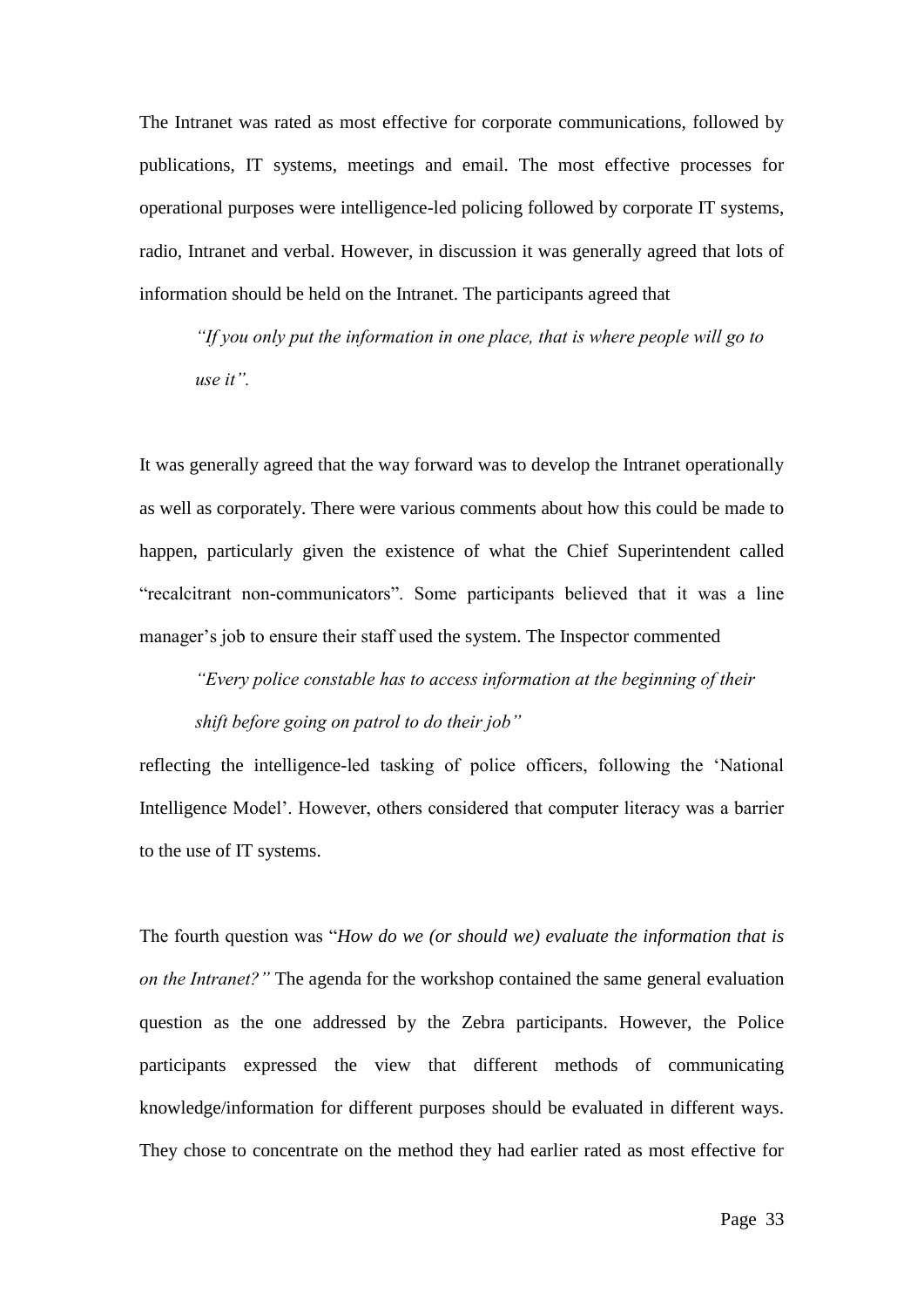The Intranet was rated as most effective for corporate communications, followed by publications, IT systems, meetings and email. The most effective processes for operational purposes were intelligence-led policing followed by corporate IT systems, radio, Intranet and verbal. However, in discussion it was generally agreed that lots of information should be held on the Intranet. The participants agreed that

> *"If you only put the information in one place, that is where people will go to use it".*

It was generally agreed that the way forward was to develop the Intranet operationally as well as corporately. There were various comments about how this could be made to happen, particularly given the existence of what the Chief Superintendent called "recalcitrant non-communicators". Some participants believed that it was a line manager's job to ensure their staff used the system. The Inspector commented

> *"Every police constable has to access information at the beginning of their shift before going on patrol to do their job"*

reflecting the intelligence-led tasking of police officers, following the 'National Intelligence Model'. However, others considered that computer literacy was a barrier to the use of IT systems.

The fourth question was "*How do we (or should we) evaluate the information that is on the Intranet?"* The agenda for the workshop contained the same general evaluation question as the one addressed by the Zebra participants. However, the Police participants expressed the view that different methods of communicating knowledge/information for different purposes should be evaluated in different ways. They chose to concentrate on the method they had earlier rated as most effective for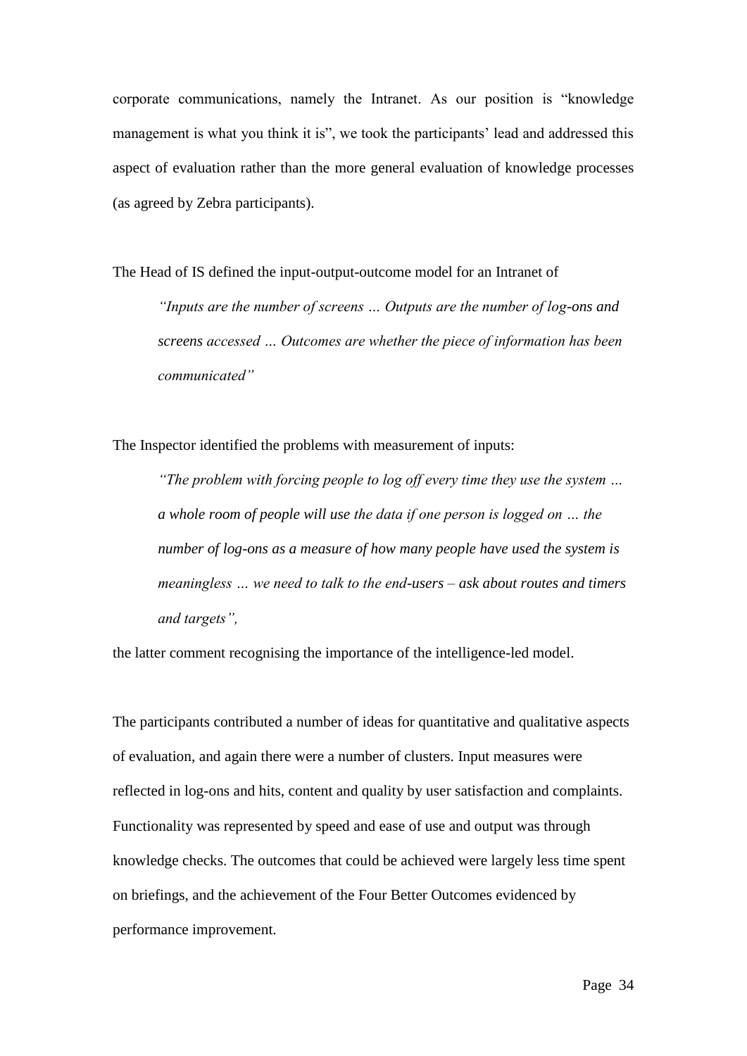corporate communications, namely the Intranet. As our position is "knowledge management is what you think it is", we took the participants' lead and addressed this aspect of evaluation rather than the more general evaluation of knowledge processes (as agreed by Zebra participants).

The Head of IS defined the input-output-outcome model for an Intranet of

> *"Inputs are the number of screens … Outputs are the number of log-ons and screens accessed … Outcomes are whether the piece of information has been communicated"*

The Inspector identified the problems with measurement of inputs:

> *"The problem with forcing people to log off every time they use the system … a whole room of people will use the data if one person is logged on … the number of log-ons as a measure of how many people have used the system is meaningless … we need to talk to the end-users – ask about routes and timers and targets",*

the latter comment recognising the importance of the intelligence-led model.

The participants contributed a number of ideas for quantitative and qualitative aspects of evaluation, and again there were a number of clusters. Input measures were reflected in log-ons and hits, content and quality by user satisfaction and complaints. Functionality was represented by speed and ease of use and output was through knowledge checks. The outcomes that could be achieved were largely less time spent on briefings, and the achievement of the Four Better Outcomes evidenced by performance improvement.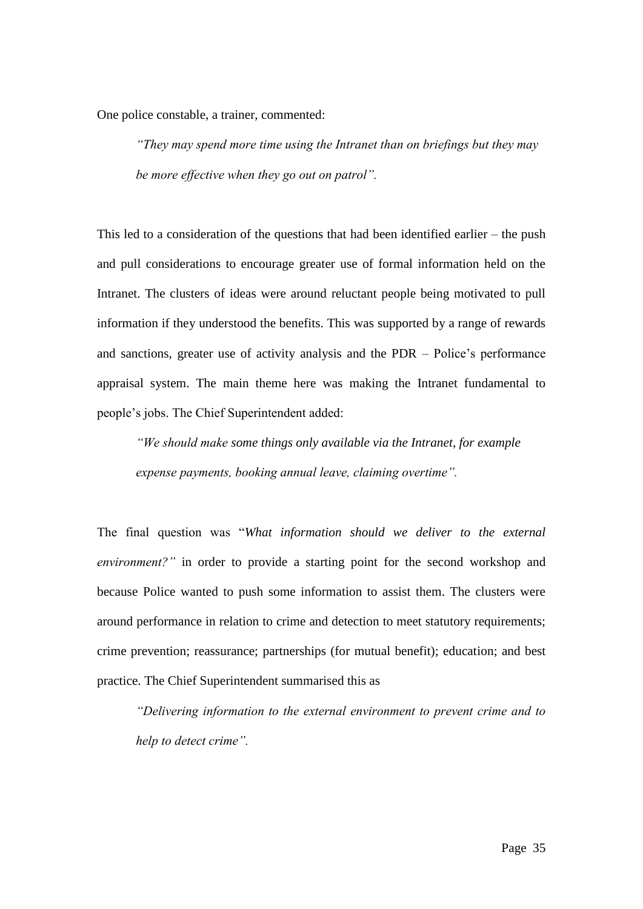One police constable, a trainer, commented:

> *"They may spend more time using the Intranet than on briefings but they may be more effective when they go out on patrol".*

This led to a consideration of the questions that had been identified earlier – the push and pull considerations to encourage greater use of formal information held on the Intranet. The clusters of ideas were around reluctant people being motivated to pull information if they understood the benefits. This was supported by a range of rewards and sanctions, greater use of activity analysis and the PDR – Police's performance appraisal system. The main theme here was making the Intranet fundamental to people's jobs. The Chief Superintendent added:

> *"We should make some things only available via the Intranet, for example expense payments, booking annual leave, claiming overtime".*

The final question was "*What information should we deliver to the external environment?"* in order to provide a starting point for the second workshop and because Police wanted to push some information to assist them. The clusters were around performance in relation to crime and detection to meet statutory requirements; crime prevention; reassurance; partnerships (for mutual benefit); education; and best practice. The Chief Superintendent summarised this as

> *"Delivering information to the external environment to prevent crime and to help to detect crime".*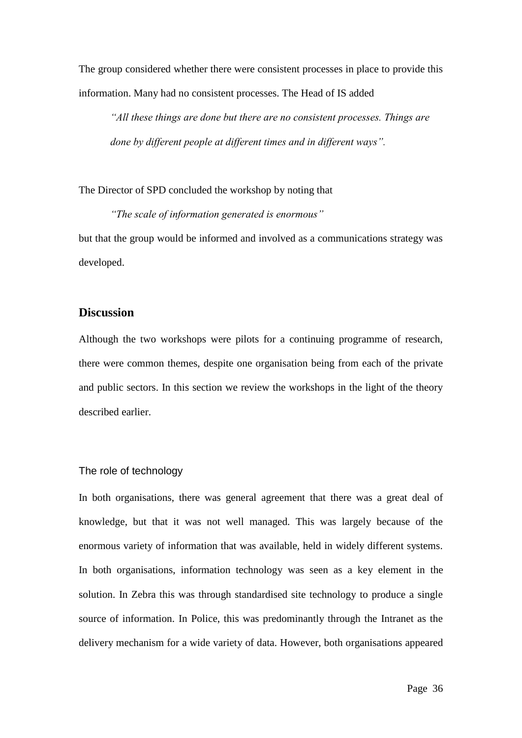The group considered whether there were consistent processes in place to provide this information. Many had no consistent processes. The Head of IS added

> *"All these things are done but there are no consistent processes. Things are done by different people at different times and in different ways".*

The Director of SPD concluded the workshop by noting that

> *"The scale of information generated is enormous"*

but that the group would be informed and involved as a communications strategy was developed.

## Discussion

Although the two workshops were pilots for a continuing programme of research, there were common themes, despite one organisation being from each of the private and public sectors. In this section we review the workshops in the light of the theory described earlier.

### The role of technology

In both organisations, there was general agreement that there was a great deal of knowledge, but that it was not well managed. This was largely because of the enormous variety of information that was available, held in widely different systems. In both organisations, information technology was seen as a key element in the solution. In Zebra this was through standardised site technology to produce a single source of information. In Police, this was predominantly through the Intranet as the delivery mechanism for a wide variety of data. However, both organisations appeared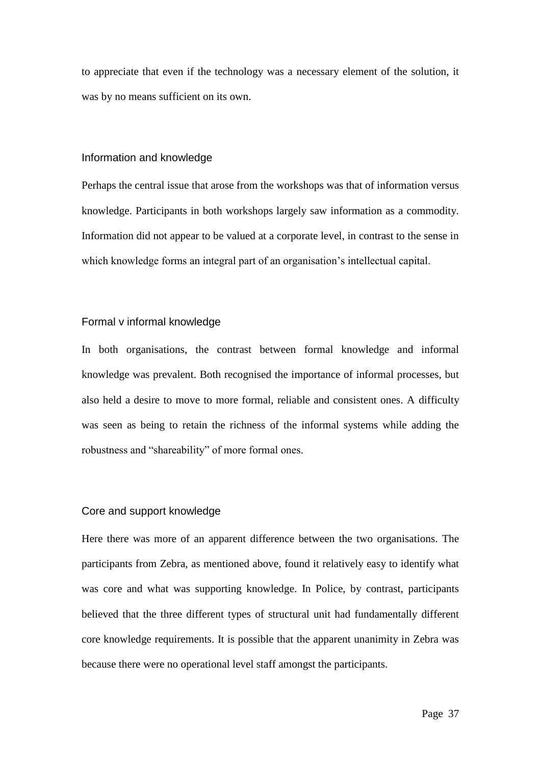to appreciate that even if the technology was a necessary element of the solution, it was by no means sufficient on its own.

### Information and knowledge

Perhaps the central issue that arose from the workshops was that of information versus knowledge. Participants in both workshops largely saw information as a commodity. Information did not appear to be valued at a corporate level, in contrast to the sense in which knowledge forms an integral part of an organisation's intellectual capital.

### Formal v informal knowledge

In both organisations, the contrast between formal knowledge and informal knowledge was prevalent. Both recognised the importance of informal processes, but also held a desire to move to more formal, reliable and consistent ones. A difficulty was seen as being to retain the richness of the informal systems while adding the robustness and "shareability" of more formal ones.

### Core and support knowledge

Here there was more of an apparent difference between the two organisations. The participants from Zebra, as mentioned above, found it relatively easy to identify what was core and what was supporting knowledge. In Police, by contrast, participants believed that the three different types of structural unit had fundamentally different core knowledge requirements. It is possible that the apparent unanimity in Zebra was because there were no operational level staff amongst the participants.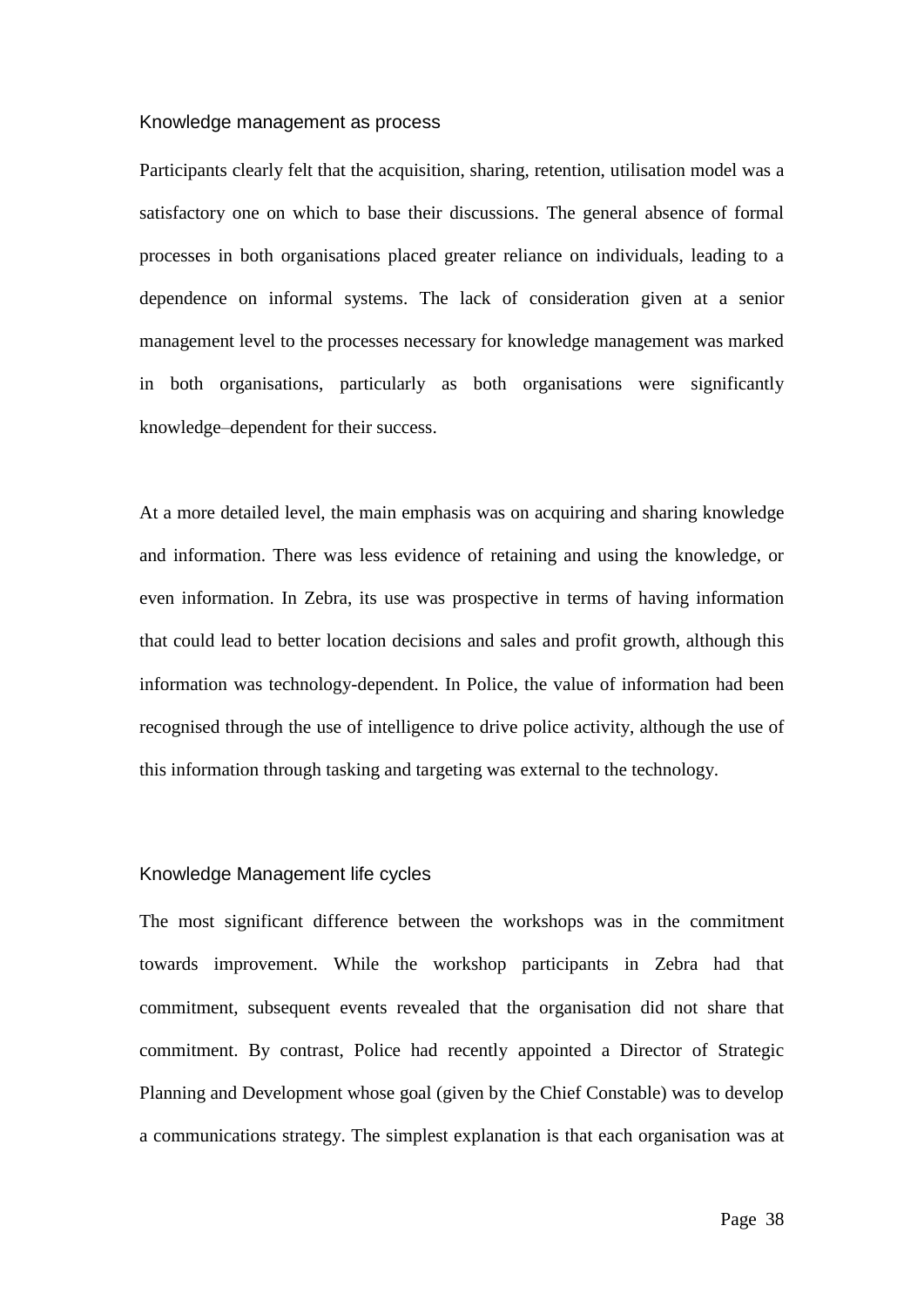### Knowledge management as process

Participants clearly felt that the acquisition, sharing, retention, utilisation model was a satisfactory one on which to base their discussions. The general absence of formal processes in both organisations placed greater reliance on individuals, leading to a dependence on informal systems. The lack of consideration given at a senior management level to the processes necessary for knowledge management was marked in both organisations, particularly as both organisations were significantly knowledge–dependent for their success.

At a more detailed level, the main emphasis was on acquiring and sharing knowledge and information. There was less evidence of retaining and using the knowledge, or even information. In Zebra, its use was prospective in terms of having information that could lead to better location decisions and sales and profit growth, although this information was technology-dependent. In Police, the value of information had been recognised through the use of intelligence to drive police activity, although the use of this information through tasking and targeting was external to the technology.

### Knowledge Management life cycles

The most significant difference between the workshops was in the commitment towards improvement. While the workshop participants in Zebra had that commitment, subsequent events revealed that the organisation did not share that commitment. By contrast, Police had recently appointed a Director of Strategic Planning and Development whose goal (given by the Chief Constable) was to develop a communications strategy. The simplest explanation is that each organisation was at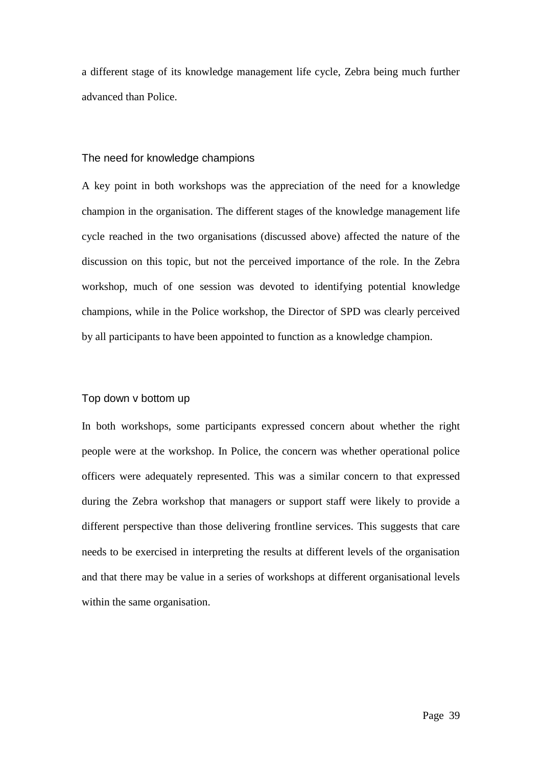a different stage of its knowledge management life cycle, Zebra being much further advanced than Police.

### The need for knowledge champions

A key point in both workshops was the appreciation of the need for a knowledge champion in the organisation. The different stages of the knowledge management life cycle reached in the two organisations (discussed above) affected the nature of the discussion on this topic, but not the perceived importance of the role. In the Zebra workshop, much of one session was devoted to identifying potential knowledge champions, while in the Police workshop, the Director of SPD was clearly perceived by all participants to have been appointed to function as a knowledge champion.

### Top down v bottom up

In both workshops, some participants expressed concern about whether the right people were at the workshop. In Police, the concern was whether operational police officers were adequately represented. This was a similar concern to that expressed during the Zebra workshop that managers or support staff were likely to provide a different perspective than those delivering frontline services. This suggests that care needs to be exercised in interpreting the results at different levels of the organisation and that there may be value in a series of workshops at different organisational levels within the same organisation.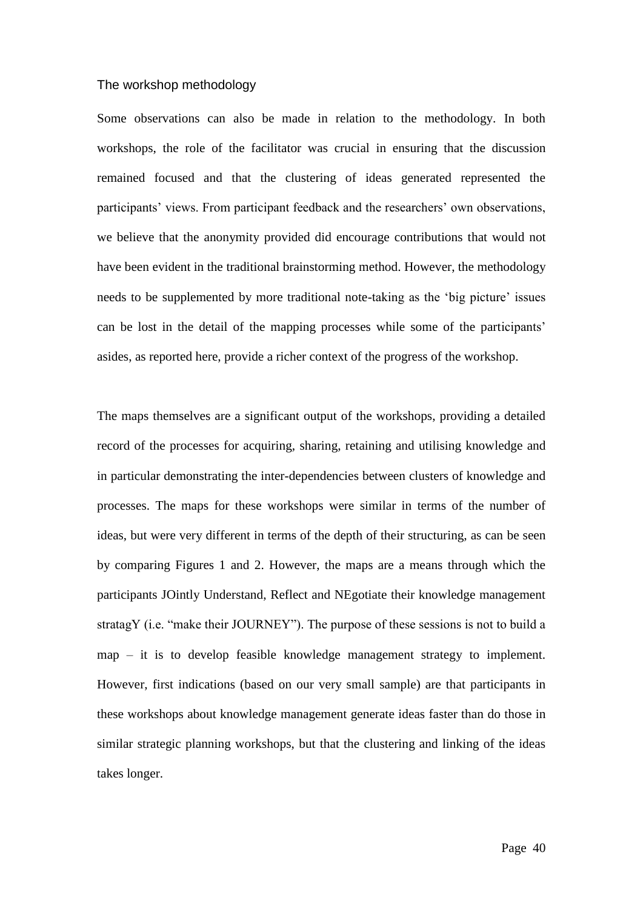### The workshop methodology

Some observations can also be made in relation to the methodology. In both workshops, the role of the facilitator was crucial in ensuring that the discussion remained focused and that the clustering of ideas generated represented the participants' views. From participant feedback and the researchers' own observations, we believe that the anonymity provided did encourage contributions that would not have been evident in the traditional brainstorming method. However, the methodology needs to be supplemented by more traditional note-taking as the 'big picture' issues can be lost in the detail of the mapping processes while some of the participants' asides, as reported here, provide a richer context of the progress of the workshop.

The maps themselves are a significant output of the workshops, providing a detailed record of the processes for acquiring, sharing, retaining and utilising knowledge and in particular demonstrating the inter-dependencies between clusters of knowledge and processes. The maps for these workshops were similar in terms of the number of ideas, but were very different in terms of the depth of their structuring, as can be seen by comparing Figures 1 and 2. However, the maps are a means through which the participants JOintly Understand, Reflect and NEgotiate their knowledge management stratagY (i.e. "make their JOURNEY"). The purpose of these sessions is not to build a map – it is to develop feasible knowledge management strategy to implement. However, first indications (based on our very small sample) are that participants in these workshops about knowledge management generate ideas faster than do those in similar strategic planning workshops, but that the clustering and linking of the ideas takes longer.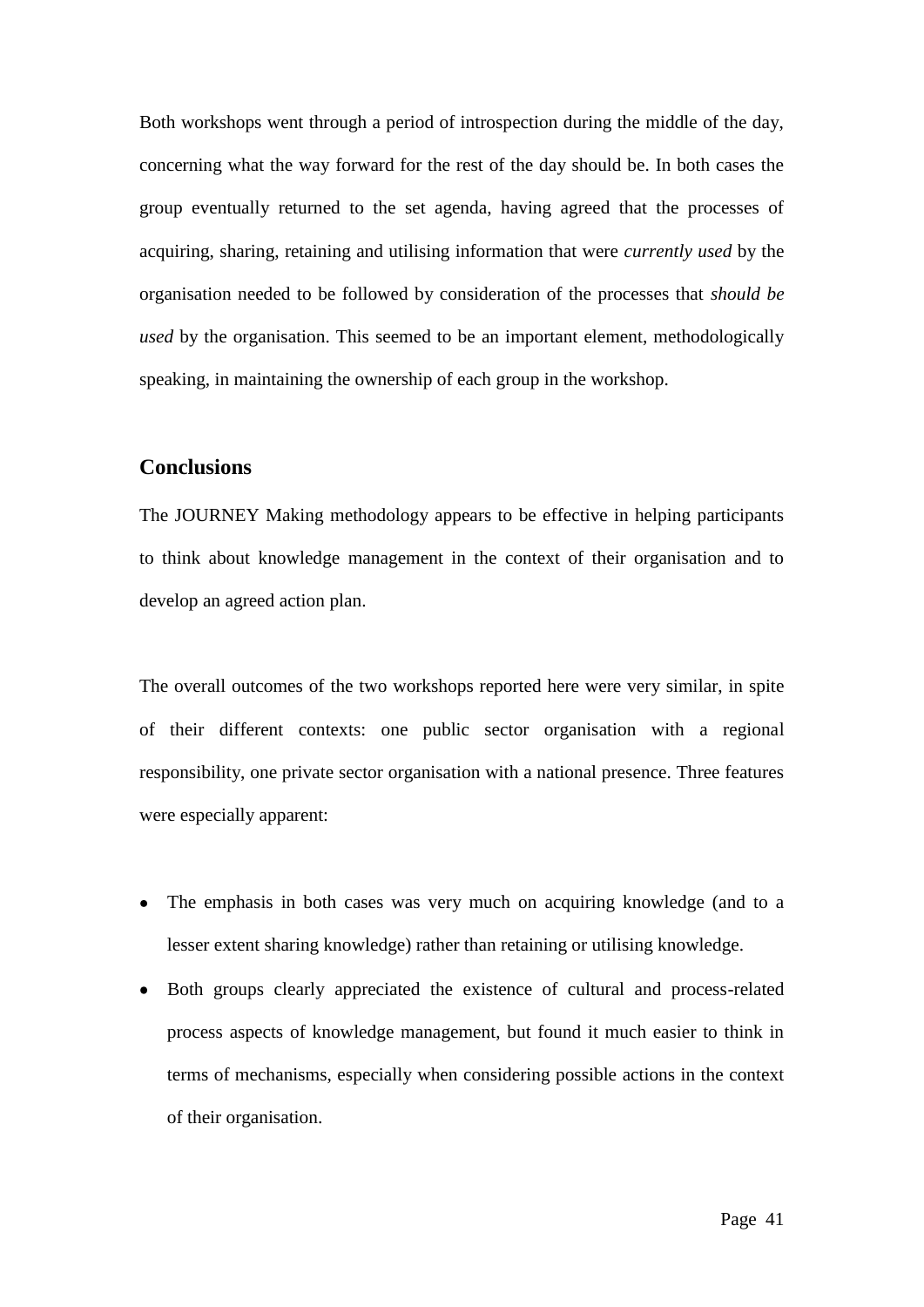Both workshops went through a period of introspection during the middle of the day, concerning what the way forward for the rest of the day should be. In both cases the group eventually returned to the set agenda, having agreed that the processes of acquiring, sharing, retaining and utilising information that were *currently used* by the organisation needed to be followed by consideration of the processes that *should be used* by the organisation. This seemed to be an important element, methodologically speaking, in maintaining the ownership of each group in the workshop.

## Conclusions

The JOURNEY Making methodology appears to be effective in helping participants to think about knowledge management in the context of their organisation and to develop an agreed action plan.

The overall outcomes of the two workshops reported here were very similar, in spite of their different contexts: one public sector organisation with a regional responsibility, one private sector organisation with a national presence. Three features were especially apparent:

- The emphasis in both cases was very much on acquiring knowledge (and to a lesser extent sharing knowledge) rather than retaining or utilising knowledge.
- Both groups clearly appreciated the existence of cultural and process-related process aspects of knowledge management, but found it much easier to think in terms of mechanisms, especially when considering possible actions in the context of their organisation.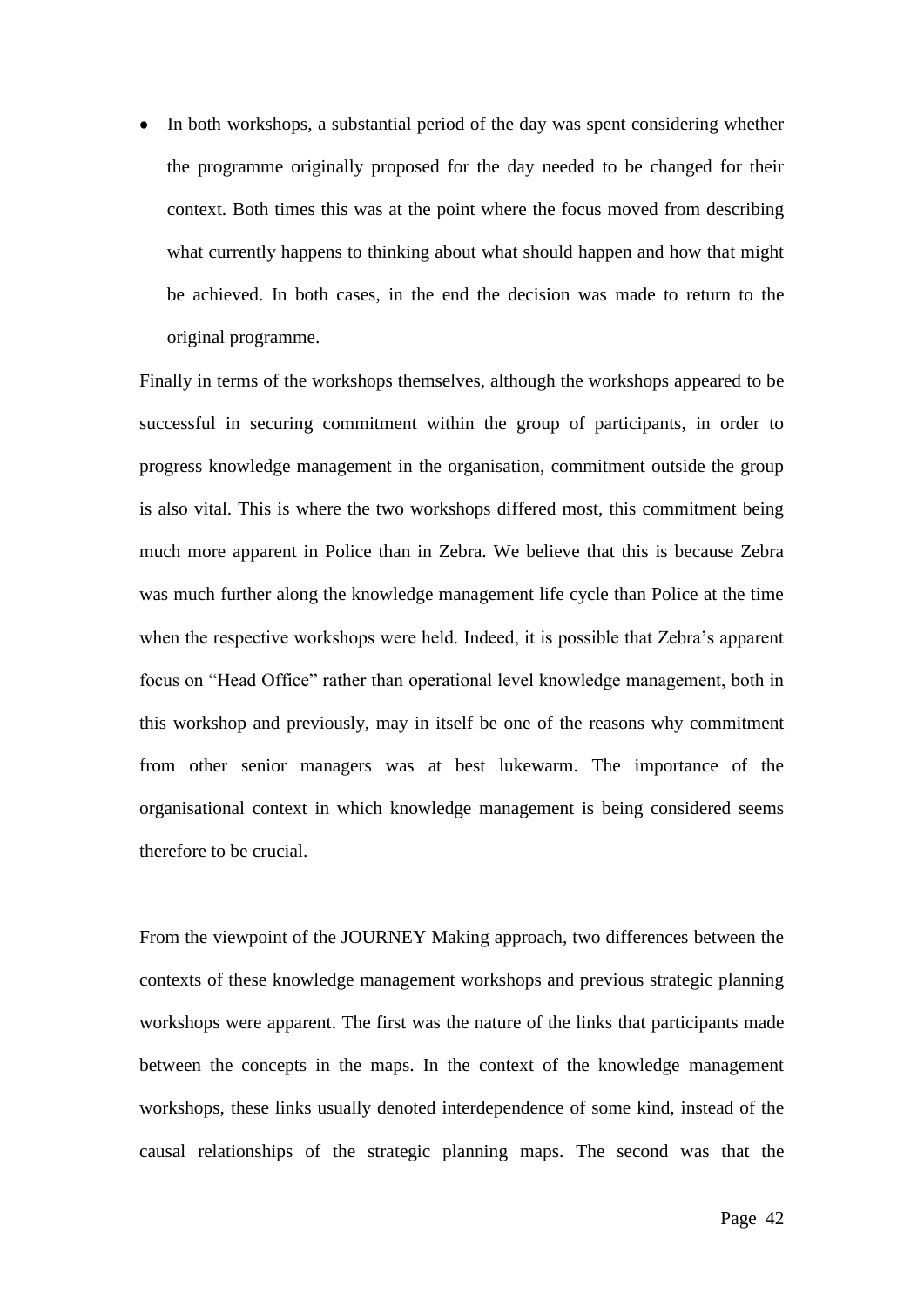- In both workshops, a substantial period of the day was spent considering whether the programme originally proposed for the day needed to be changed for their context. Both times this was at the point where the focus moved from describing what currently happens to thinking about what should happen and how that might be achieved. In both cases, in the end the decision was made to return to the original programme.

Finally in terms of the workshops themselves, although the workshops appeared to be successful in securing commitment within the group of participants, in order to progress knowledge management in the organisation, commitment outside the group is also vital. This is where the two workshops differed most, this commitment being much more apparent in Police than in Zebra. We believe that this is because Zebra was much further along the knowledge management life cycle than Police at the time when the respective workshops were held. Indeed, it is possible that Zebra's apparent focus on "Head Office" rather than operational level knowledge management, both in this workshop and previously, may in itself be one of the reasons why commitment from other senior managers was at best lukewarm. The importance of the organisational context in which knowledge management is being considered seems therefore to be crucial.

From the viewpoint of the JOURNEY Making approach, two differences between the contexts of these knowledge management workshops and previous strategic planning workshops were apparent. The first was the nature of the links that participants made between the concepts in the maps. In the context of the knowledge management workshops, these links usually denoted interdependence of some kind, instead of the causal relationships of the strategic planning maps. The second was that the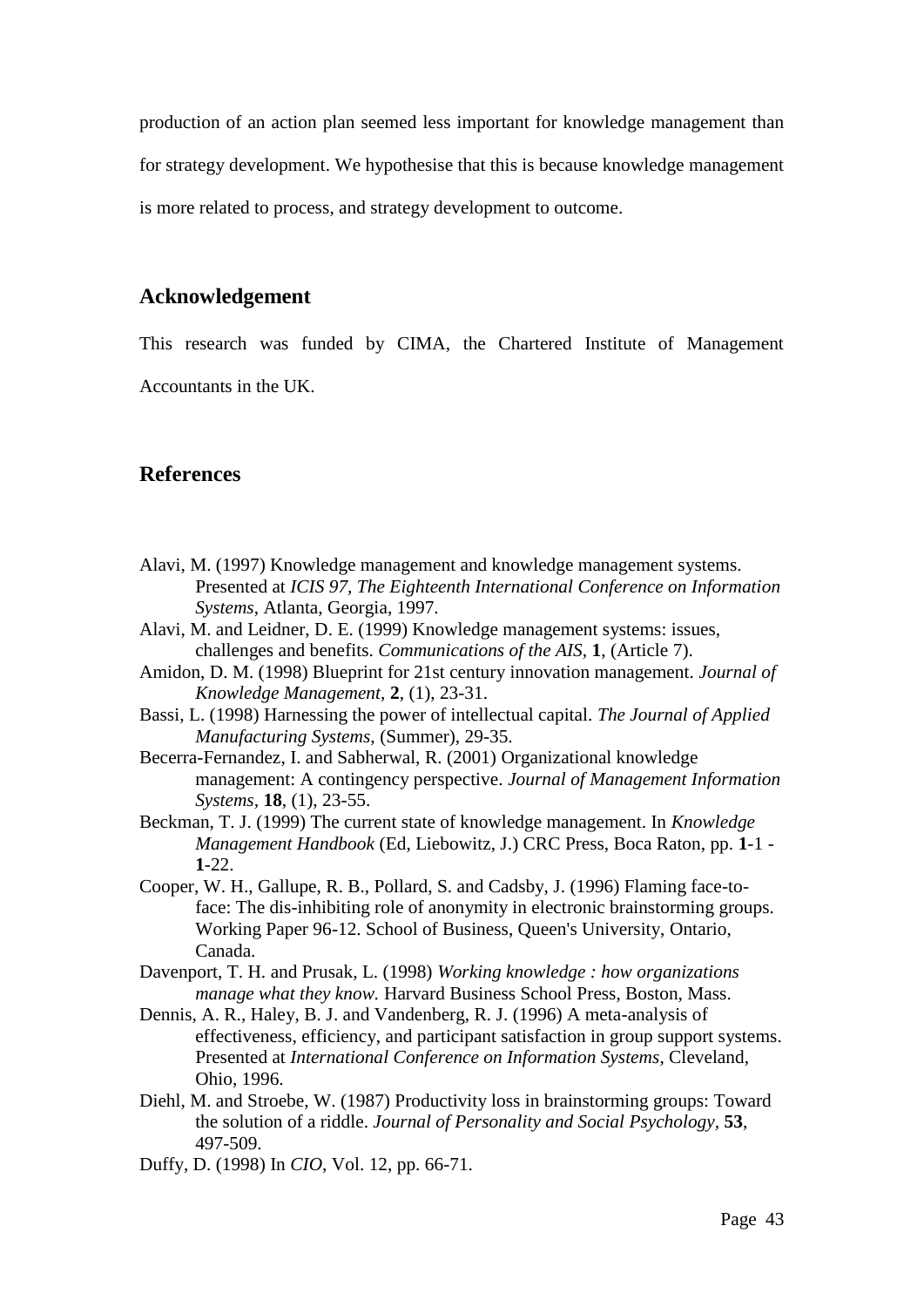production of an action plan seemed less important for knowledge management than for strategy development. We hypothesise that this is because knowledge management is more related to process, and strategy development to outcome.

## Acknowledgement

This research was funded by CIMA, the Chartered Institute of Management Accountants in the UK.

## References

Alavi, M. (1997) Knowledge management and knowledge management systems. Presented at *ICIS 97, The Eighteenth International Conference on Information Systems*, Atlanta, Georgia, 1997.

Alavi, M. and Leidner, D. E. (1999) Knowledge management systems: issues, challenges and benefits. *Communications of the AIS*, **1**, (Article 7).

Amidon, D. M. (1998) Blueprint for 21st century innovation management. *Journal of Knowledge Management*, **2**, (1), 23-31.

Bassi, L. (1998) Harnessing the power of intellectual capital. *The Journal of Applied Manufacturing Systems*, (Summer), 29-35.

Becerra-Fernandez, I. and Sabherwal, R. (2001) Organizational knowledge management: A contingency perspective. *Journal of Management Information Systems*, **18**, (1), 23-55.

Beckman, T. J. (1999) The current state of knowledge management. In *Knowledge Management Handbook* (Ed, Liebowitz, J.) CRC Press, Boca Raton, pp. **1**-1 - **1**-22.

Cooper, W. H., Gallupe, R. B., Pollard, S. and Cadsby, J. (1996) Flaming face-to-face: The dis-inhibiting role of anonymity in electronic brainstorming groups. Working Paper 96-12. School of Business, Queen's University, Ontario, Canada.

Davenport, T. H. and Prusak, L. (1998) *Working knowledge : how organizations manage what they know.* Harvard Business School Press, Boston, Mass.

Dennis, A. R., Haley, B. J. and Vandenberg, R. J. (1996) A meta-analysis of effectiveness, efficiency, and participant satisfaction in group support systems. Presented at *International Conference on Information Systems*, Cleveland, Ohio, 1996.

Diehl, M. and Stroebe, W. (1987) Productivity loss in brainstorming groups: Toward the solution of a riddle. *Journal of Personality and Social Psychology*, **53**, 497-509.

Duffy, D. (1998) In *CIO*, Vol. 12, pp. 66-71.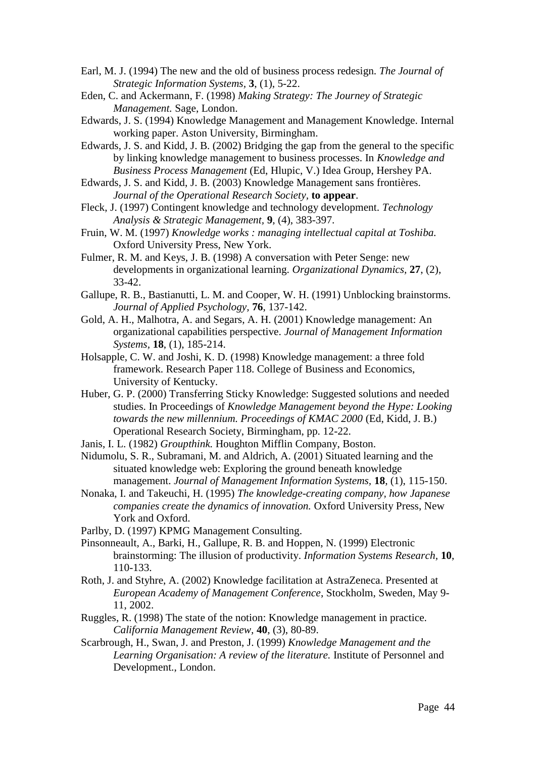Earl, M. J. (1994) The new and the old of business process redesign. *The Journal of Strategic Information Systems,* **3**, (1), 5-22.

Eden, C. and Ackermann, F. (1998) *Making Strategy: The Journey of Strategic Management.* Sage, London.

Edwards, J. S. (1994) Knowledge Management and Management Knowledge. Internal working paper. Aston University, Birmingham.

Edwards, J. S. and Kidd, J. B. (2002) Bridging the gap from the general to the specific by linking knowledge management to business processes. In *Knowledge and Business Process Management* (Ed, Hlupic, V.) Idea Group, Hershey PA.

Edwards, J. S. and Kidd, J. B. (2003) Knowledge Management sans frontières. *Journal of the Operational Research Society,* **to appear**.

Fleck, J. (1997) Contingent knowledge and technology development. *Technology Analysis & Strategic Management,* **9**, (4), 383-397.

Fruin, W. M. (1997) *Knowledge works : managing intellectual capital at Toshiba.* Oxford University Press, New York.

Fulmer, R. M. and Keys, J. B. (1998) A conversation with Peter Senge: new developments in organizational learning. *Organizational Dynamics,* **27**, (2), 33-42.

Gallupe, R. B., Bastianutti, L. M. and Cooper, W. H. (1991) Unblocking brainstorms. *Journal of Applied Psychology,* **76**, 137-142.

Gold, A. H., Malhotra, A. and Segars, A. H. (2001) Knowledge management: An organizational capabilities perspective. *Journal of Management Information Systems,* **18**, (1), 185-214.

Holsapple, C. W. and Joshi, K. D. (1998) Knowledge management: a three fold framework. Research Paper 118. College of Business and Economics, University of Kentucky.

Huber, G. P. (2000) Transferring Sticky Knowledge: Suggested solutions and needed studies. In Proceedings of *Knowledge Management beyond the Hype: Looking towards the new millennium. Proceedings of KMAC 2000* (Ed, Kidd, J. B.) Operational Research Society, Birmingham, pp. 12-22.

Janis, I. L. (1982) *Groupthink.* Houghton Mifflin Company, Boston.

Nidumolu, S. R., Subramani, M. and Aldrich, A. (2001) Situated learning and the situated knowledge web: Exploring the ground beneath knowledge management. *Journal of Management Information Systems,* **18**, (1), 115-150.

Nonaka, I. and Takeuchi, H. (1995) *The knowledge-creating company, how Japanese companies create the dynamics of innovation.* Oxford University Press, New York and Oxford.

Parlby, D. (1997) KPMG Management Consulting.

Pinsonneault, A., Barki, H., Gallupe, R. B. and Hoppen, N. (1999) Electronic brainstorming: The illusion of productivity. *Information Systems Research,* **10**, 110-133.

Roth, J. and Styhre, A. (2002) Knowledge facilitation at AstraZeneca. Presented at *European Academy of Management Conference*, Stockholm, Sweden, May 9-11, 2002.

Ruggles, R. (1998) The state of the notion: Knowledge management in practice. *California Management Review,* **40**, (3), 80-89.

Scarbrough, H., Swan, J. and Preston, J. (1999) *Knowledge Management and the Learning Organisation: A review of the literature.* Institute of Personnel and Development., London.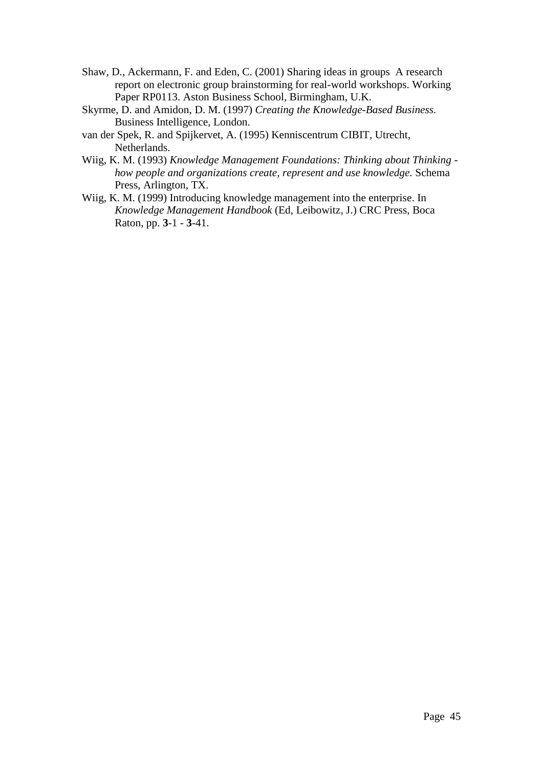Shaw, D., Ackermann, F. and Eden, C. (2001) Sharing ideas in groups  A research report on electronic group brainstorming for real-world workshops. Working Paper RP0113. Aston Business School, Birmingham, U.K.

Skyrme, D. and Amidon, D. M. (1997) *Creating the Knowledge-Based Business.* Business Intelligence, London.

van der Spek, R. and Spijkervet, A. (1995) Kenniscentrum CIBIT, Utrecht, Netherlands.

Wiig, K. M. (1993) *Knowledge Management Foundations: Thinking about Thinking - how people and organizations create, represent and use knowledge.* Schema Press, Arlington, TX.

Wiig, K. M. (1999) Introducing knowledge management into the enterprise. In *Knowledge Management Handbook* (Ed, Leibowitz, J.) CRC Press, Boca Raton, pp. **3**-1 - **3**-41.